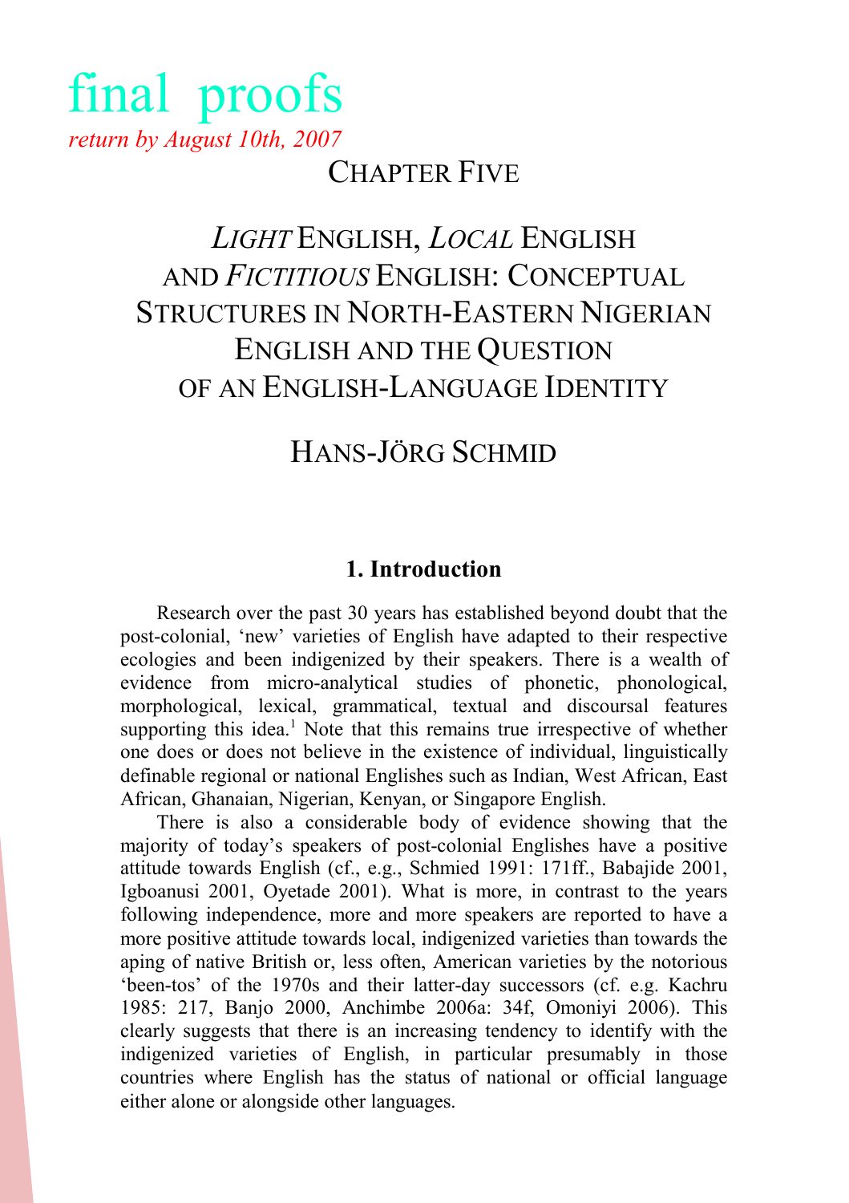final proofs

*return by August 10th, 2007*

CHAPTER FIVE

# *LIGHT* ENGLISH, *LOCAL* ENGLISH AND *FICTITIOUS* ENGLISH: CONCEPTUAL STRUCTURES IN NORTH-EASTERN NIGERIAN ENGLISH AND THE QUESTION OF AN ENGLISH-LANGUAGE IDENTITY

HANS-JÖRG SCHMID

## 1. Introduction

Research over the past 30 years has established beyond doubt that the post-colonial, 'new' varieties of English have adapted to their respective ecologies and been indigenized by their speakers. There is a wealth of evidence from micro-analytical studies of phonetic, phonological, morphological, lexical, grammatical, textual and discoursal features supporting this idea.[1] Note that this remains true irrespective of whether one does or does not believe in the existence of individual, linguistically definable regional or national Englishes such as Indian, West African, East African, Ghanaian, Nigerian, Kenyan, or Singapore English.

There is also a considerable body of evidence showing that the majority of today's speakers of post-colonial Englishes have a positive attitude towards English (cf., e.g., Schmied 1991: 171ff., Babajide 2001, Igboanusi 2001, Oyetade 2001). What is more, in contrast to the years following independence, more and more speakers are reported to have a more positive attitude towards local, indigenized varieties than towards the aping of native British or, less often, American varieties by the notorious 'been-tos' of the 1970s and their latter-day successors (cf. e.g. Kachru 1985: 217, Banjo 2000, Anchimbe 2006a: 34f, Omoniyi 2006). This clearly suggests that there is an increasing tendency to identify with the indigenized varieties of English, in particular presumably in those countries where English has the status of national or official language either alone or alongside other languages.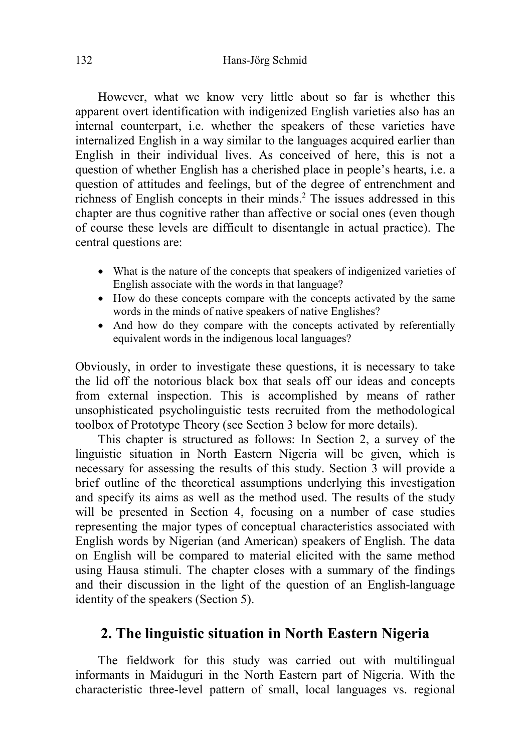However, what we know very little about so far is whether this apparent overt identification with indigenized English varieties also has an internal counterpart, i.e. whether the speakers of these varieties have internalized English in a way similar to the languages acquired earlier than English in their individual lives. As conceived of here, this is not a question of whether English has a cherished place in people's hearts, i.e. a question of attitudes and feelings, but of the degree of entrenchment and richness of English concepts in their minds.[2] The issues addressed in this chapter are thus cognitive rather than affective or social ones (even though of course these levels are difficult to disentangle in actual practice). The central questions are:

- What is the nature of the concepts that speakers of indigenized varieties of English associate with the words in that language?
- How do these concepts compare with the concepts activated by the same words in the minds of native speakers of native Englishes?
- And how do they compare with the concepts activated by referentially equivalent words in the indigenous local languages?

Obviously, in order to investigate these questions, it is necessary to take the lid off the notorious black box that seals off our ideas and concepts from external inspection. This is accomplished by means of rather unsophisticated psycholinguistic tests recruited from the methodological toolbox of Prototype Theory (see Section 3 below for more details).

This chapter is structured as follows: In Section 2, a survey of the linguistic situation in North Eastern Nigeria will be given, which is necessary for assessing the results of this study. Section 3 will provide a brief outline of the theoretical assumptions underlying this investigation and specify its aims as well as the method used. The results of the study will be presented in Section 4, focusing on a number of case studies representing the major types of conceptual characteristics associated with English words by Nigerian (and American) speakers of English. The data on English will be compared to material elicited with the same method using Hausa stimuli. The chapter closes with a summary of the findings and their discussion in the light of the question of an English-language identity of the speakers (Section 5).

## 2. The linguistic situation in North Eastern Nigeria

The fieldwork for this study was carried out with multilingual informants in Maiduguri in the North Eastern part of Nigeria. With the characteristic three-level pattern of small, local languages vs. regional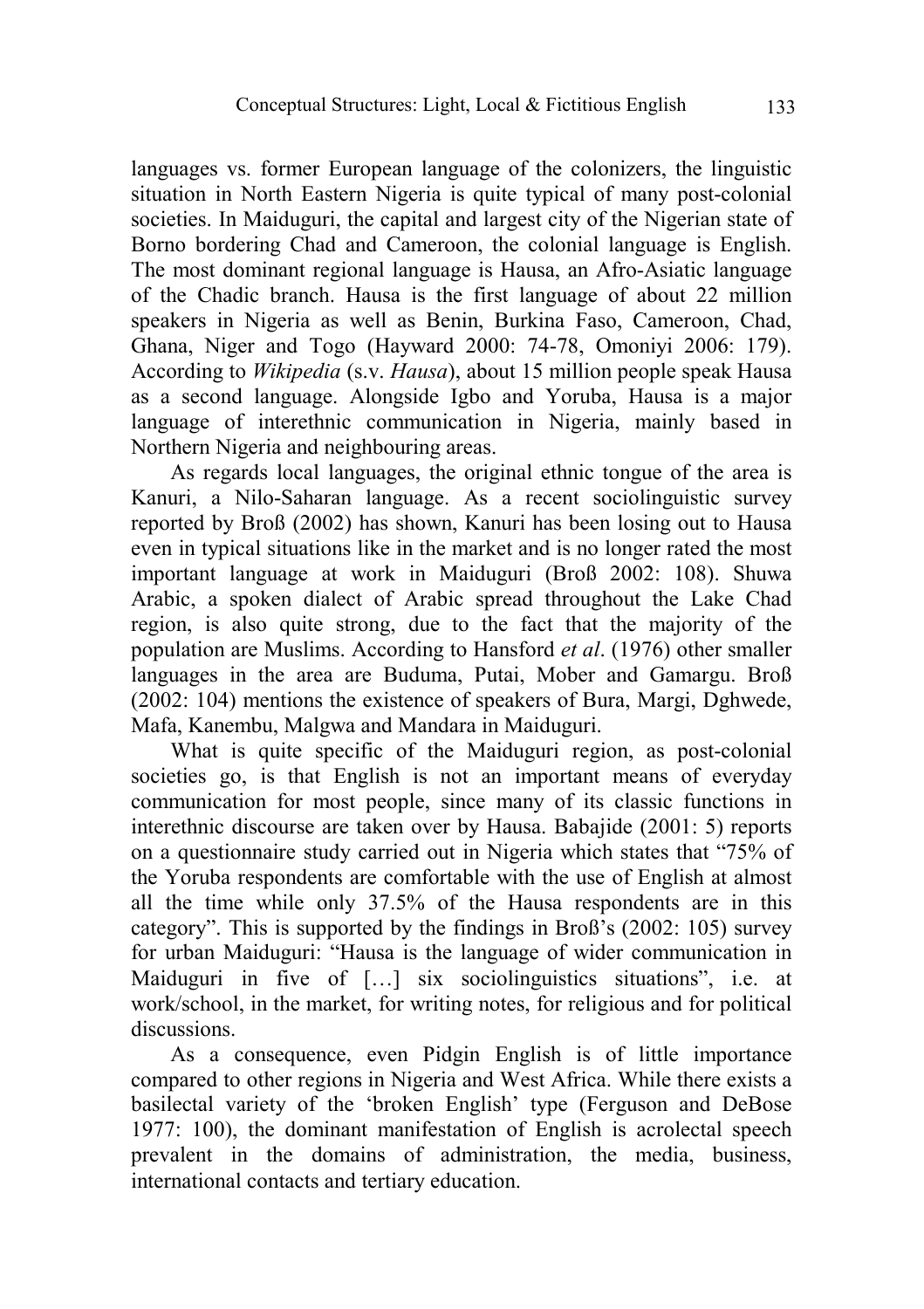languages vs. former European language of the colonizers, the linguistic situation in North Eastern Nigeria is quite typical of many post-colonial societies. In Maiduguri, the capital and largest city of the Nigerian state of Borno bordering Chad and Cameroon, the colonial language is English. The most dominant regional language is Hausa, an Afro-Asiatic language of the Chadic branch. Hausa is the first language of about 22 million speakers in Nigeria as well as Benin, Burkina Faso, Cameroon, Chad, Ghana, Niger and Togo (Hayward 2000: 74-78, Omoniyi 2006: 179). According to *Wikipedia* (s.v. *Hausa*), about 15 million people speak Hausa as a second language. Alongside Igbo and Yoruba, Hausa is a major language of interethnic communication in Nigeria, mainly based in Northern Nigeria and neighbouring areas.

As regards local languages, the original ethnic tongue of the area is Kanuri, a Nilo-Saharan language. As a recent sociolinguistic survey reported by Broß (2002) has shown, Kanuri has been losing out to Hausa even in typical situations like in the market and is no longer rated the most important language at work in Maiduguri (Broß 2002: 108). Shuwa Arabic, a spoken dialect of Arabic spread throughout the Lake Chad region, is also quite strong, due to the fact that the majority of the population are Muslims. According to Hansford *et al*. (1976) other smaller languages in the area are Buduma, Putai, Mober and Gamargu. Broß (2002: 104) mentions the existence of speakers of Bura, Margi, Dghwede, Mafa, Kanembu, Malgwa and Mandara in Maiduguri.

What is quite specific of the Maiduguri region, as post-colonial societies go, is that English is not an important means of everyday communication for most people, since many of its classic functions in interethnic discourse are taken over by Hausa. Babajide (2001: 5) reports on a questionnaire study carried out in Nigeria which states that "75% of the Yoruba respondents are comfortable with the use of English at almost all the time while only 37.5% of the Hausa respondents are in this category". This is supported by the findings in Broß's (2002: 105) survey for urban Maiduguri: "Hausa is the language of wider communication in Maiduguri in five of […] six sociolinguistics situations", i.e. at work/school, in the market, for writing notes, for religious and for political discussions.

As a consequence, even Pidgin English is of little importance compared to other regions in Nigeria and West Africa. While there exists a basilectal variety of the 'broken English' type (Ferguson and DeBose 1977: 100), the dominant manifestation of English is acrolectal speech prevalent in the domains of administration, the media, business, international contacts and tertiary education.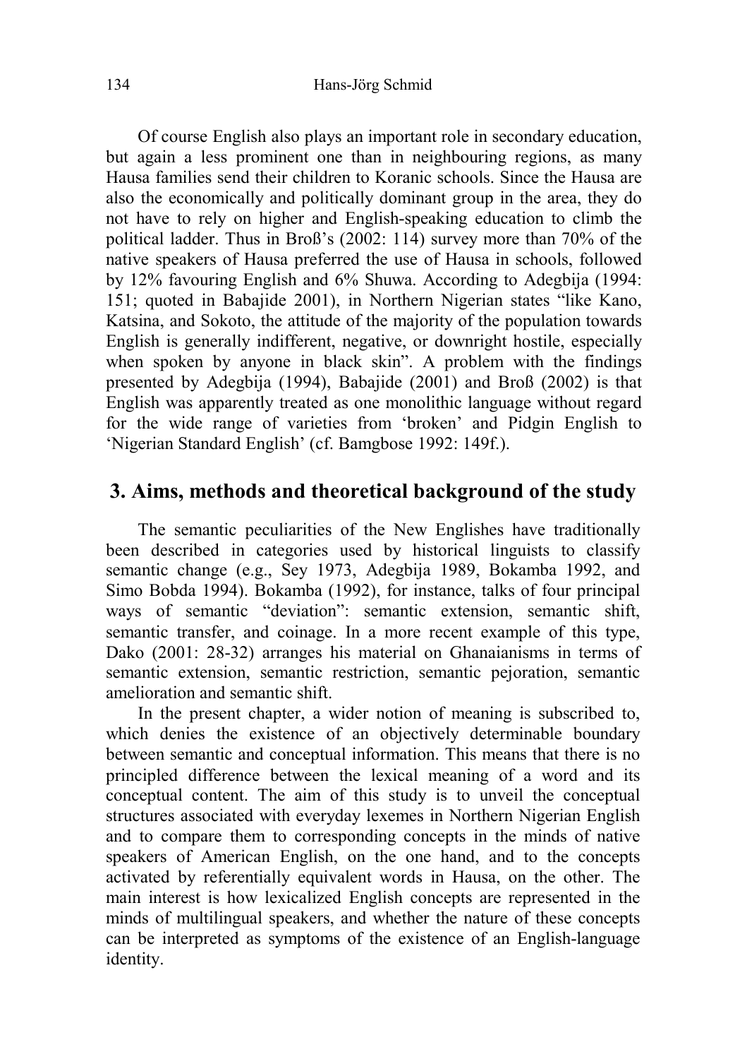Of course English also plays an important role in secondary education, but again a less prominent one than in neighbouring regions, as many Hausa families send their children to Koranic schools. Since the Hausa are also the economically and politically dominant group in the area, they do not have to rely on higher and English-speaking education to climb the political ladder. Thus in Broß's (2002: 114) survey more than 70% of the native speakers of Hausa preferred the use of Hausa in schools, followed by 12% favouring English and 6% Shuwa. According to Adegbija (1994: 151; quoted in Babajide 2001), in Northern Nigerian states "like Kano, Katsina, and Sokoto, the attitude of the majority of the population towards English is generally indifferent, negative, or downright hostile, especially when spoken by anyone in black skin". A problem with the findings presented by Adegbija (1994), Babajide (2001) and Broß (2002) is that English was apparently treated as one monolithic language without regard for the wide range of varieties from 'broken' and Pidgin English to 'Nigerian Standard English' (cf. Bamgbose 1992: 149f.).

## 3. Aims, methods and theoretical background of the study

The semantic peculiarities of the New Englishes have traditionally been described in categories used by historical linguists to classify semantic change (e.g., Sey 1973, Adegbija 1989, Bokamba 1992, and Simo Bobda 1994). Bokamba (1992), for instance, talks of four principal ways of semantic "deviation": semantic extension, semantic shift, semantic transfer, and coinage. In a more recent example of this type, Dako (2001: 28-32) arranges his material on Ghanaianisms in terms of semantic extension, semantic restriction, semantic pejoration, semantic amelioration and semantic shift.

In the present chapter, a wider notion of meaning is subscribed to, which denies the existence of an objectively determinable boundary between semantic and conceptual information. This means that there is no principled difference between the lexical meaning of a word and its conceptual content. The aim of this study is to unveil the conceptual structures associated with everyday lexemes in Northern Nigerian English and to compare them to corresponding concepts in the minds of native speakers of American English, on the one hand, and to the concepts activated by referentially equivalent words in Hausa, on the other. The main interest is how lexicalized English concepts are represented in the minds of multilingual speakers, and whether the nature of these concepts can be interpreted as symptoms of the existence of an English-language identity.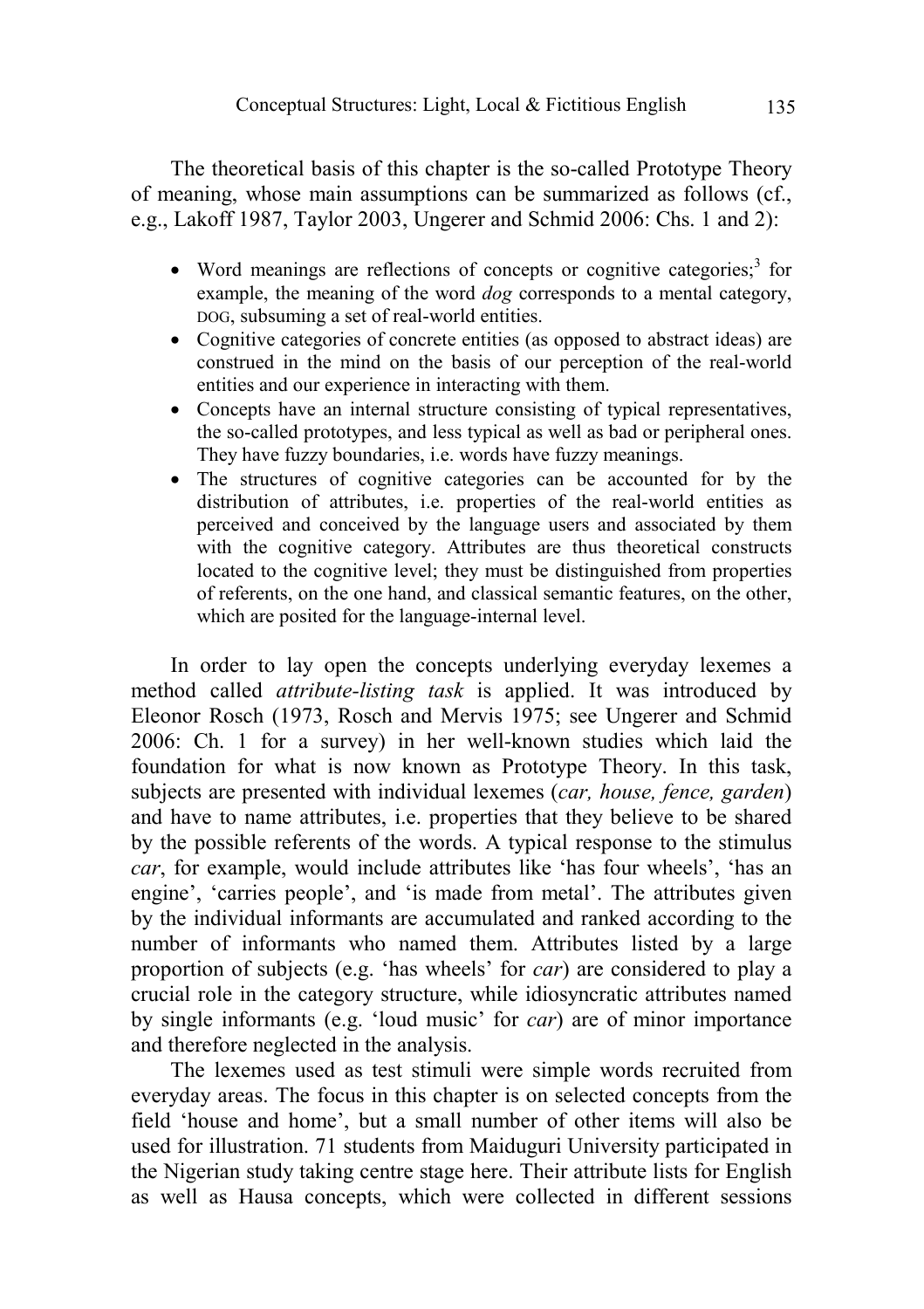The theoretical basis of this chapter is the so-called Prototype Theory of meaning, whose main assumptions can be summarized as follows (cf., e.g., Lakoff 1987, Taylor 2003, Ungerer and Schmid 2006: Chs. 1 and 2):

- Word meanings are reflections of concepts or cognitive categories;[3] for example, the meaning of the word *dog* corresponds to a mental category, DOG, subsuming a set of real-world entities.
- Cognitive categories of concrete entities (as opposed to abstract ideas) are construed in the mind on the basis of our perception of the real-world entities and our experience in interacting with them.
- Concepts have an internal structure consisting of typical representatives, the so-called prototypes, and less typical as well as bad or peripheral ones. They have fuzzy boundaries, i.e. words have fuzzy meanings.
- The structures of cognitive categories can be accounted for by the distribution of attributes, i.e. properties of the real-world entities as perceived and conceived by the language users and associated by them with the cognitive category. Attributes are thus theoretical constructs located to the cognitive level; they must be distinguished from properties of referents, on the one hand, and classical semantic features, on the other, which are posited for the language-internal level.

In order to lay open the concepts underlying everyday lexemes a method called *attribute-listing task* is applied. It was introduced by Eleonor Rosch (1973, Rosch and Mervis 1975; see Ungerer and Schmid 2006: Ch. 1 for a survey) in her well-known studies which laid the foundation for what is now known as Prototype Theory. In this task, subjects are presented with individual lexemes (*car, house, fence, garden*) and have to name attributes, i.e. properties that they believe to be shared by the possible referents of the words. A typical response to the stimulus *car*, for example, would include attributes like 'has four wheels', 'has an engine', 'carries people', and 'is made from metal'. The attributes given by the individual informants are accumulated and ranked according to the number of informants who named them. Attributes listed by a large proportion of subjects (e.g. 'has wheels' for *car*) are considered to play a crucial role in the category structure, while idiosyncratic attributes named by single informants (e.g. 'loud music' for *car*) are of minor importance and therefore neglected in the analysis.

The lexemes used as test stimuli were simple words recruited from everyday areas. The focus in this chapter is on selected concepts from the field 'house and home', but a small number of other items will also be used for illustration. 71 students from Maiduguri University participated in the Nigerian study taking centre stage here. Their attribute lists for English as well as Hausa concepts, which were collected in different sessions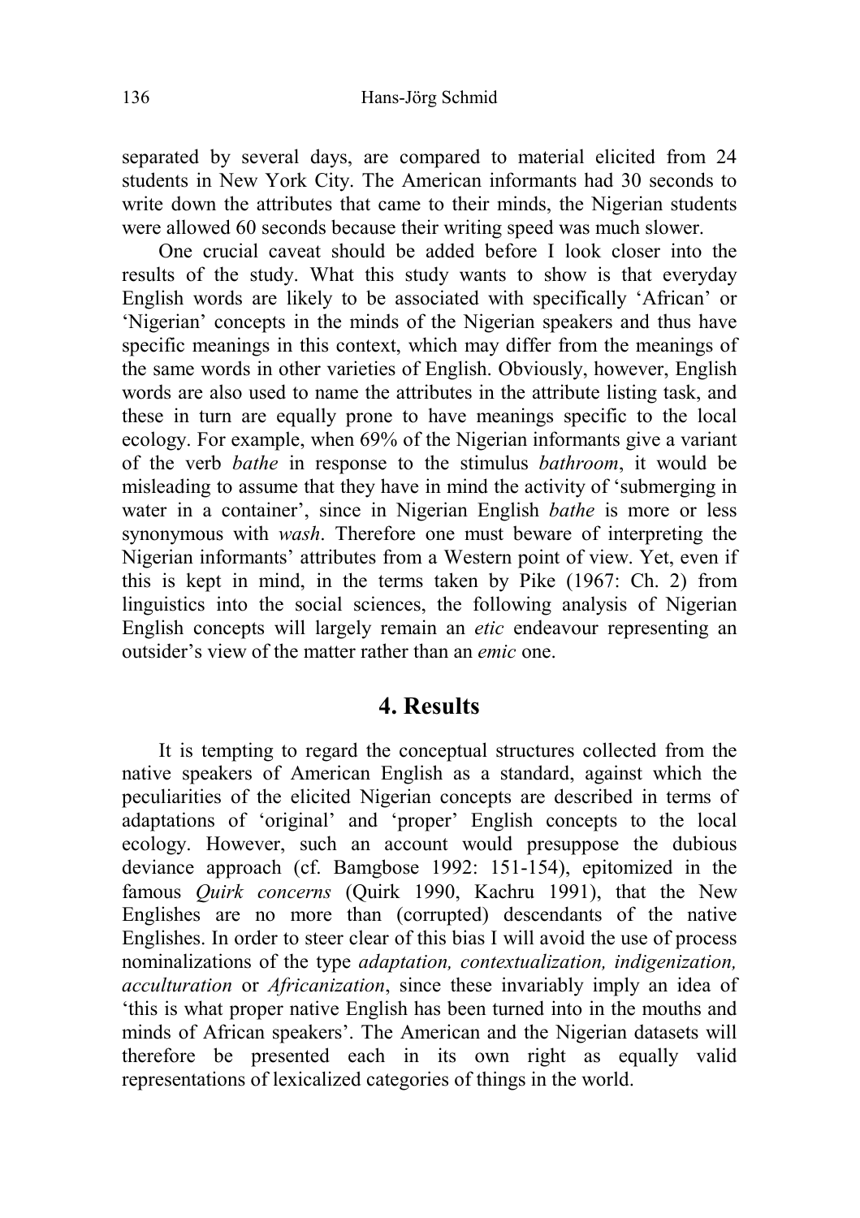separated by several days, are compared to material elicited from 24 students in New York City. The American informants had 30 seconds to write down the attributes that came to their minds, the Nigerian students were allowed 60 seconds because their writing speed was much slower.

One crucial caveat should be added before I look closer into the results of the study. What this study wants to show is that everyday English words are likely to be associated with specifically 'African' or 'Nigerian' concepts in the minds of the Nigerian speakers and thus have specific meanings in this context, which may differ from the meanings of the same words in other varieties of English. Obviously, however, English words are also used to name the attributes in the attribute listing task, and these in turn are equally prone to have meanings specific to the local ecology. For example, when 69% of the Nigerian informants give a variant of the verb *bathe* in response to the stimulus *bathroom*, it would be misleading to assume that they have in mind the activity of 'submerging in water in a container', since in Nigerian English *bathe* is more or less synonymous with *wash*. Therefore one must beware of interpreting the Nigerian informants' attributes from a Western point of view. Yet, even if this is kept in mind, in the terms taken by Pike (1967: Ch. 2) from linguistics into the social sciences, the following analysis of Nigerian English concepts will largely remain an *etic* endeavour representing an outsider's view of the matter rather than an *emic* one.

## 4. Results

It is tempting to regard the conceptual structures collected from the native speakers of American English as a standard, against which the peculiarities of the elicited Nigerian concepts are described in terms of adaptations of 'original' and 'proper' English concepts to the local ecology. However, such an account would presuppose the dubious deviance approach (cf. Bamgbose 1992: 151-154), epitomized in the famous *Quirk concerns* (Quirk 1990, Kachru 1991), that the New Englishes are no more than (corrupted) descendants of the native Englishes. In order to steer clear of this bias I will avoid the use of process nominalizations of the type *adaptation, contextualization, indigenization, acculturation* or *Africanization*, since these invariably imply an idea of 'this is what proper native English has been turned into in the mouths and minds of African speakers'. The American and the Nigerian datasets will therefore be presented each in its own right as equally valid representations of lexicalized categories of things in the world.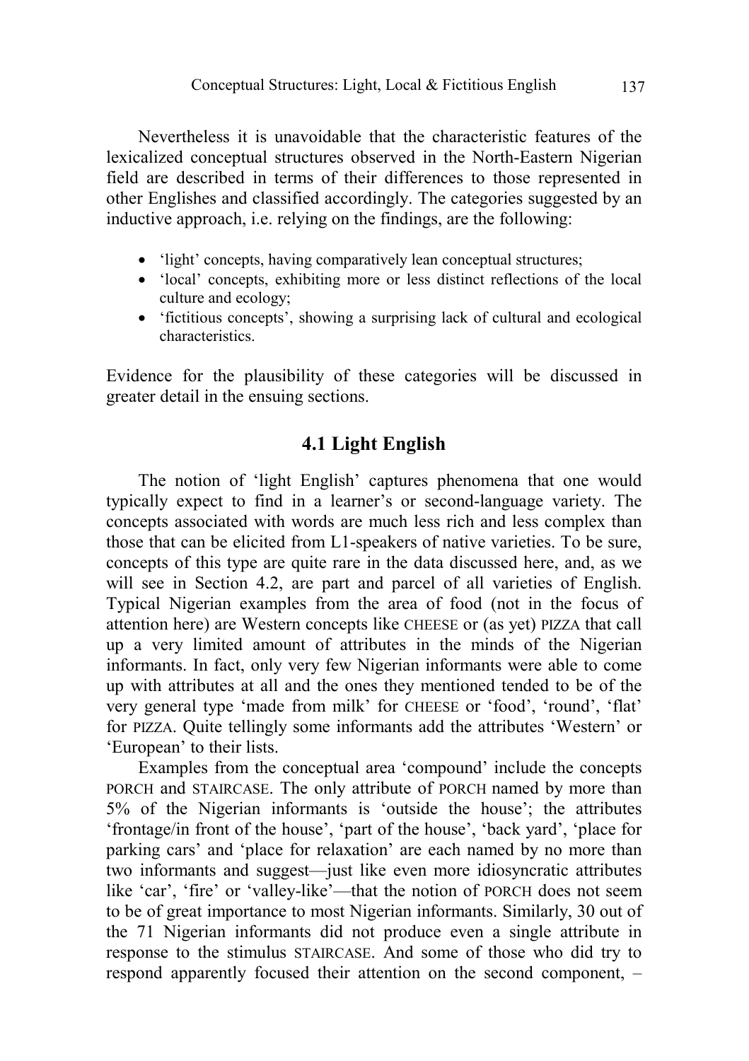Nevertheless it is unavoidable that the characteristic features of the lexicalized conceptual structures observed in the North-Eastern Nigerian field are described in terms of their differences to those represented in other Englishes and classified accordingly. The categories suggested by an inductive approach, i.e. relying on the findings, are the following:

- 'light' concepts, having comparatively lean conceptual structures;
- 'local' concepts, exhibiting more or less distinct reflections of the local culture and ecology;
- 'fictitious concepts', showing a surprising lack of cultural and ecological characteristics.

Evidence for the plausibility of these categories will be discussed in greater detail in the ensuing sections.

## 4.1 Light English

The notion of 'light English' captures phenomena that one would typically expect to find in a learner's or second-language variety. The concepts associated with words are much less rich and less complex than those that can be elicited from L1-speakers of native varieties. To be sure, concepts of this type are quite rare in the data discussed here, and, as we will see in Section 4.2, are part and parcel of all varieties of English. Typical Nigerian examples from the area of food (not in the focus of attention here) are Western concepts like CHEESE or (as yet) PIZZA that call up a very limited amount of attributes in the minds of the Nigerian informants. In fact, only very few Nigerian informants were able to come up with attributes at all and the ones they mentioned tended to be of the very general type 'made from milk' for CHEESE or 'food', 'round', 'flat' for PIZZA. Quite tellingly some informants add the attributes 'Western' or 'European' to their lists.

Examples from the conceptual area 'compound' include the concepts PORCH and STAIRCASE. The only attribute of PORCH named by more than 5% of the Nigerian informants is 'outside the house'; the attributes 'frontage/in front of the house', 'part of the house', 'back yard', 'place for parking cars' and 'place for relaxation' are each named by no more than two informants and suggest—just like even more idiosyncratic attributes like 'car', 'fire' or 'valley-like'—that the notion of PORCH does not seem to be of great importance to most Nigerian informants. Similarly, 30 out of the 71 Nigerian informants did not produce even a single attribute in response to the stimulus STAIRCASE. And some of those who did try to respond apparently focused their attention on the second component, –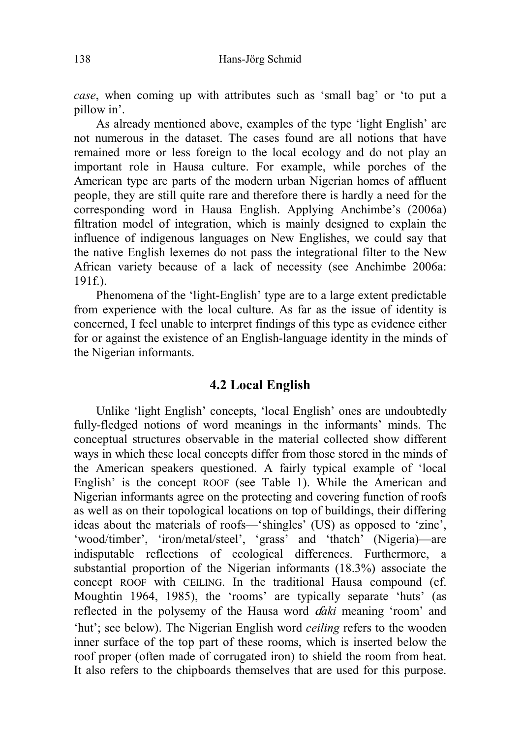*case*, when coming up with attributes such as 'small bag' or 'to put a pillow in'.

As already mentioned above, examples of the type 'light English' are not numerous in the dataset. The cases found are all notions that have remained more or less foreign to the local ecology and do not play an important role in Hausa culture. For example, while porches of the American type are parts of the modern urban Nigerian homes of affluent people, they are still quite rare and therefore there is hardly a need for the corresponding word in Hausa English. Applying Anchimbe's (2006a) filtration model of integration, which is mainly designed to explain the influence of indigenous languages on New Englishes, we could say that the native English lexemes do not pass the integrational filter to the New African variety because of a lack of necessity (see Anchimbe 2006a: 191f.).

Phenomena of the 'light-English' type are to a large extent predictable from experience with the local culture. As far as the issue of identity is concerned, I feel unable to interpret findings of this type as evidence either for or against the existence of an English-language identity in the minds of the Nigerian informants.

## 4.2 Local English

Unlike 'light English' concepts, 'local English' ones are undoubtedly fully-fledged notions of word meanings in the informants' minds. The conceptual structures observable in the material collected show different ways in which these local concepts differ from those stored in the minds of the American speakers questioned. A fairly typical example of 'local English' is the concept ROOF (see Table 1). While the American and Nigerian informants agree on the protecting and covering function of roofs as well as on their topological locations on top of buildings, their differing ideas about the materials of roofs—'shingles' (US) as opposed to 'zinc', 'wood/timber', 'iron/metal/steel', 'grass' and 'thatch' (Nigeria)—are indisputable reflections of ecological differences. Furthermore, a substantial proportion of the Nigerian informants (18.3%) associate the concept ROOF with CEILING. In the traditional Hausa compound (cf. Moughtin 1964, 1985), the 'rooms' are typically separate 'huts' (as reflected in the polysemy of the Hausa word *ɗaki* meaning 'room' and 'hut'; see below). The Nigerian English word *ceiling* refers to the wooden inner surface of the top part of these rooms, which is inserted below the roof proper (often made of corrugated iron) to shield the room from heat. It also refers to the chipboards themselves that are used for this purpose.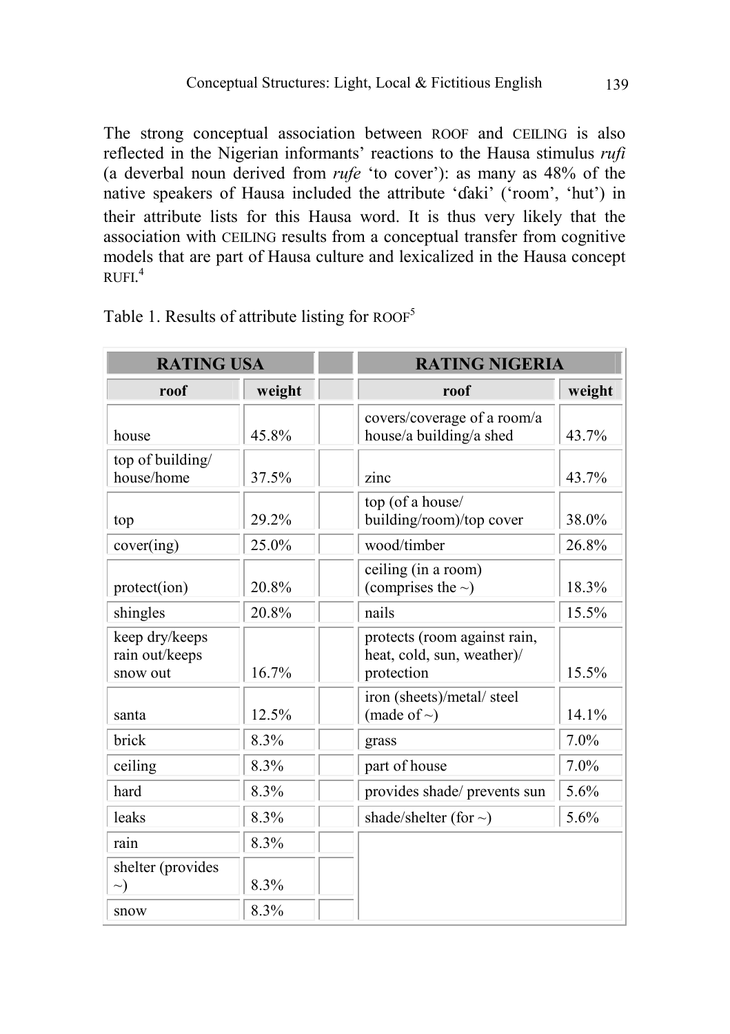The strong conceptual association between ROOF and CEILING is also reflected in the Nigerian informants' reactions to the Hausa stimulus *rufi* (a deverbal noun derived from *rufe* 'to cover'): as many as 48% of the native speakers of Hausa included the attribute 'ɗaki' ('room', 'hut') in their attribute lists for this Hausa word. It is thus very likely that the association with CEILING results from a conceptual transfer from cognitive models that are part of Hausa culture and lexicalized in the Hausa concept RUFI.[4]

Table 1. Results of attribute listing for ROOF[5]

| **RATING USA** | | | **RATING NIGERIA** | |
|---|---|---|---|---|
| **roof** | **weight** | | **roof** | **weight** |
| house | 45.8% | | covers/coverage of a room/a house/a building/a shed | 43.7% |
| top of building/ house/home | 37.5% | | zinc | 43.7% |
| top | 29.2% | | top (of a house/ building/room)/top cover | 38.0% |
| cover(ing) | 25.0% | | wood/timber | 26.8% |
| protect(ion) | 20.8% | | ceiling (in a room) (comprises the ~) | 18.3% |
| shingles | 20.8% | | nails | 15.5% |
| keep dry/keeps rain out/keeps snow out | 16.7% | | protects (room against rain, heat, cold, sun, weather)/ protection | 15.5% |
| santa | 12.5% | | iron (sheets)/metal/ steel (made of ~) | 14.1% |
| brick | 8.3% | | grass | 7.0% |
| ceiling | 8.3% | | part of house | 7.0% |
| hard | 8.3% | | provides shade/ prevents sun | 5.6% |
| leaks | 8.3% | | shade/shelter (for ~) | 5.6% |
| rain | 8.3% | | | |
| shelter (provides ~) | 8.3% | | | |
| snow | 8.3% | | | |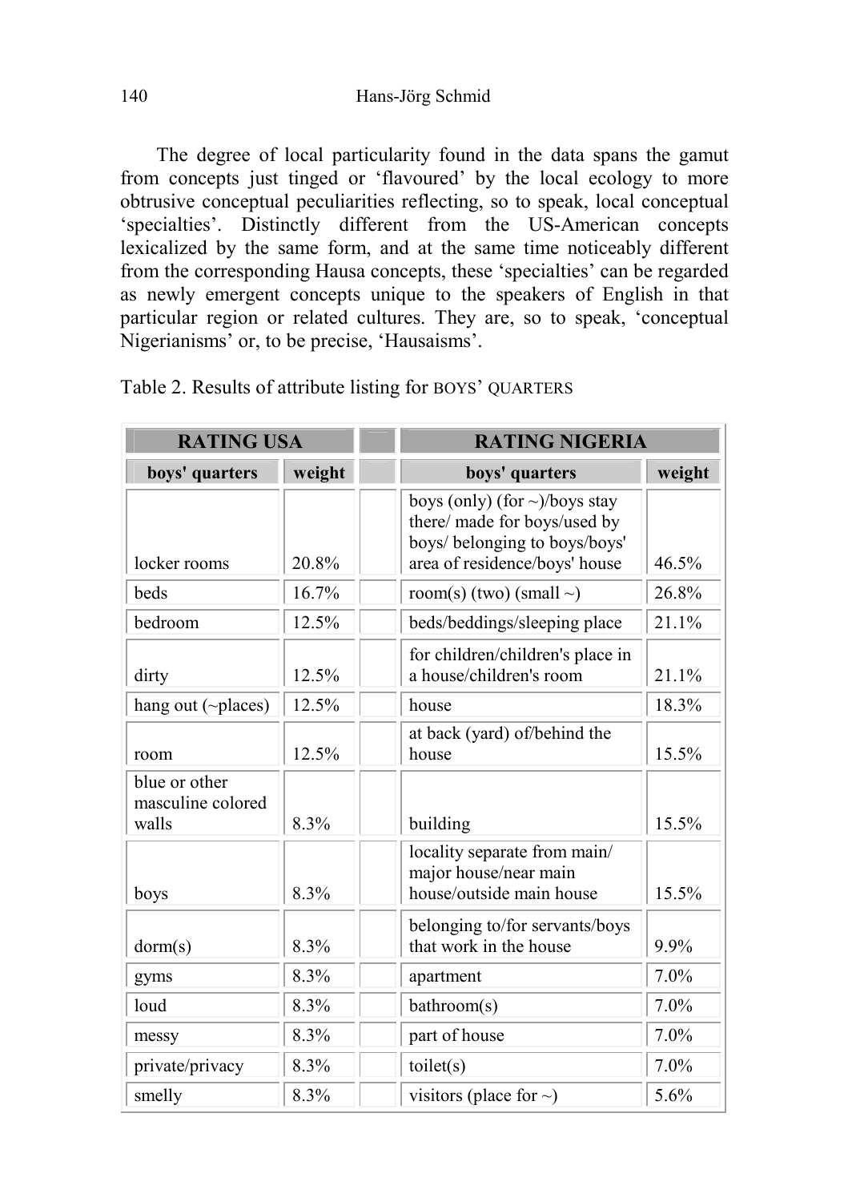The degree of local particularity found in the data spans the gamut from concepts just tinged or 'flavoured' by the local ecology to more obtrusive conceptual peculiarities reflecting, so to speak, local conceptual 'specialties'. Distinctly different from the US-American concepts lexicalized by the same form, and at the same time noticeably different from the corresponding Hausa concepts, these 'specialties' can be regarded as newly emergent concepts unique to the speakers of English in that particular region or related cultures. They are, so to speak, 'conceptual Nigerianisms' or, to be precise, 'Hausaisms'.

Table 2. Results of attribute listing for BOYS' QUARTERS

| **RATING USA** | | | **RATING NIGERIA** | |
|---|---|---|---|---|
| **boys' quarters** | **weight** | | **boys' quarters** | **weight** |
| locker rooms | 20.8% | | boys (only) (for ~)/boys stay there/ made for boys/used by boys/ belonging to boys/boys' area of residence/boys' house | 46.5% |
| beds | 16.7% | | room(s) (two) (small ~) | 26.8% |
| bedroom | 12.5% | | beds/beddings/sleeping place | 21.1% |
| dirty | 12.5% | | for children/children's place in a house/children's room | 21.1% |
| hang out (~places) | 12.5% | | house | 18.3% |
| room | 12.5% | | at back (yard) of/behind the house | 15.5% |
| blue or other masculine colored walls | 8.3% | | building | 15.5% |
| boys | 8.3% | | locality separate from main/ major house/near main house/outside main house | 15.5% |
| dorm(s) | 8.3% | | belonging to/for servants/boys that work in the house | 9.9% |
| gyms | 8.3% | | apartment | 7.0% |
| loud | 8.3% | | bathroom(s) | 7.0% |
| messy | 8.3% | | part of house | 7.0% |
| private/privacy | 8.3% | | toilet(s) | 7.0% |
| smelly | 8.3% | | visitors (place for ~) | 5.6% |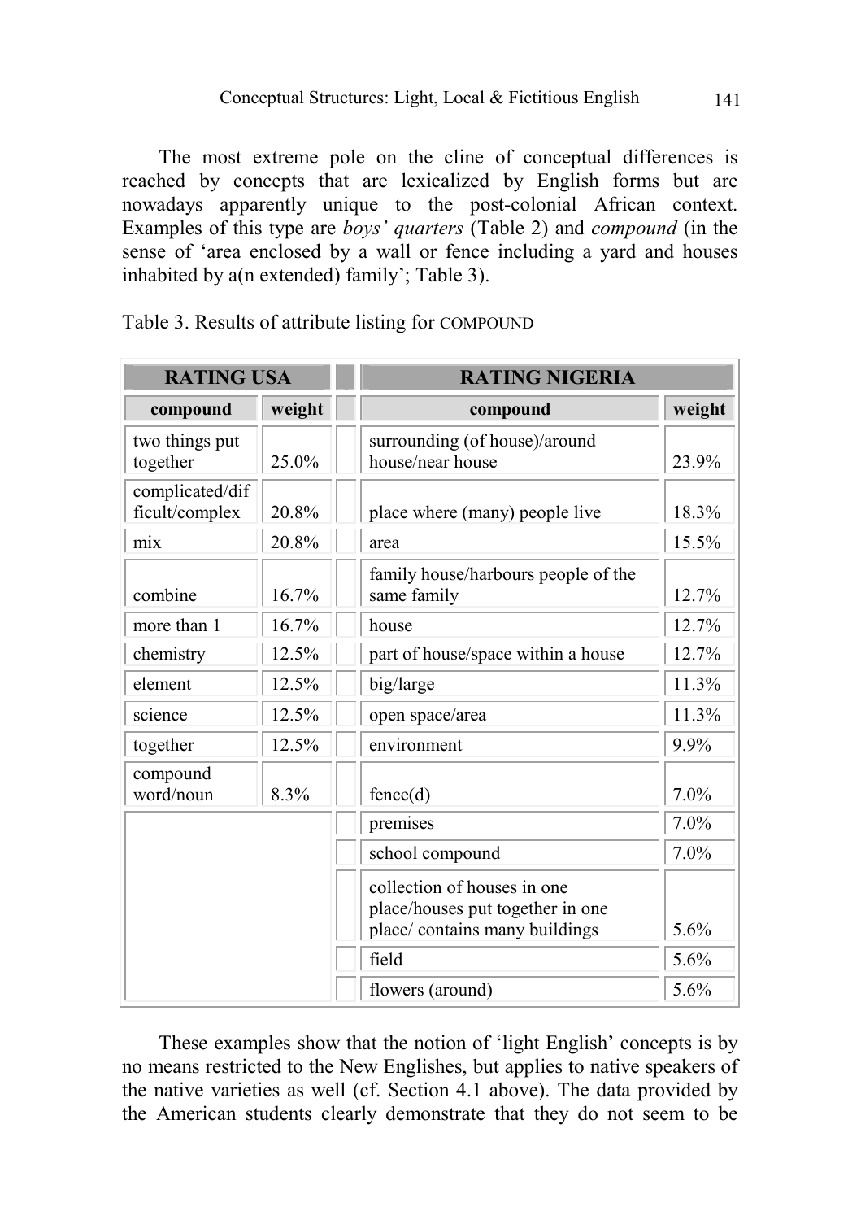The most extreme pole on the cline of conceptual differences is reached by concepts that are lexicalized by English forms but are nowadays apparently unique to the post-colonial African context. Examples of this type are *boys' quarters* (Table 2) and *compound* (in the sense of 'area enclosed by a wall or fence including a yard and houses inhabited by a(n extended) family'; Table 3).

Table 3. Results of attribute listing for COMPOUND

| **RATING USA** | | | **RATING NIGERIA** | |
|---|---|---|---|---|
| **compound** | **weight** | | **compound** | **weight** |
| two things put together | 25.0% | | surrounding (of house)/around house/near house | 23.9% |
| complicated/difficult/complex | 20.8% | | place where (many) people live | 18.3% |
| mix | 20.8% | | area | 15.5% |
| combine | 16.7% | | family house/harbours people of the same family | 12.7% |
| more than 1 | 16.7% | | house | 12.7% |
| chemistry | 12.5% | | part of house/space within a house | 12.7% |
| element | 12.5% | | big/large | 11.3% |
| science | 12.5% | | open space/area | 11.3% |
| together | 12.5% | | environment | 9.9% |
| compound word/noun | 8.3% | | fence(d) | 7.0% |
| | | | premises | 7.0% |
| | | | school compound | 7.0% |
| | | | collection of houses in one place/houses put together in one place/ contains many buildings | 5.6% |
| | | | field | 5.6% |
| | | | flowers (around) | 5.6% |

These examples show that the notion of 'light English' concepts is by no means restricted to the New Englishes, but applies to native speakers of the native varieties as well (cf. Section 4.1 above). The data provided by the American students clearly demonstrate that they do not seem to be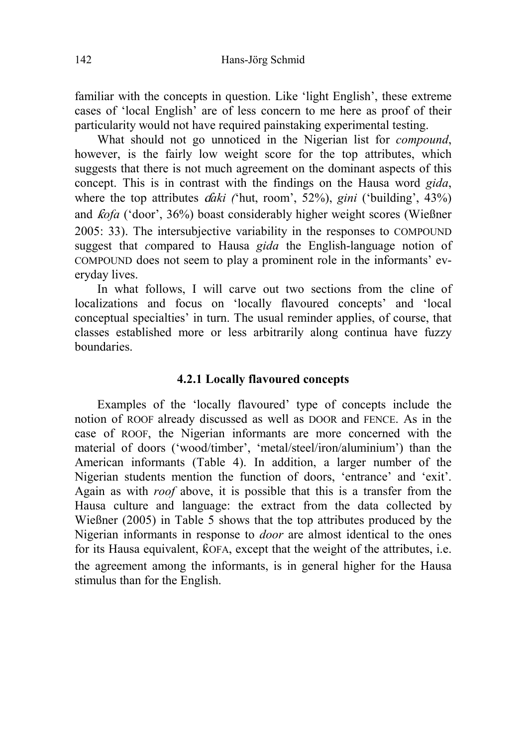familiar with the concepts in question. Like 'light English', these extreme cases of 'local English' are of less concern to me here as proof of their particularity would not have required painstaking experimental testing.

What should not go unnoticed in the Nigerian list for *compound*, however, is the fairly low weight score for the top attributes, which suggests that there is not much agreement on the dominant aspects of this concept. This is in contrast with the findings on the Hausa word *gida*, where the top attributes *ɗaki (*'hut, room', 52%), *gini* ('building', 43%) and *ƙofa* ('door', 36%) boast considerably higher weight scores (Wießner 2005: 33). The intersubjective variability in the responses to COMPOUND suggest that *c*ompared to Hausa *gida* the English-language notion of COMPOUND does not seem to play a prominent role in the informants' everyday lives.

In what follows, I will carve out two sections from the cline of localizations and focus on 'locally flavoured concepts' and 'local conceptual specialties' in turn. The usual reminder applies, of course, that classes established more or less arbitrarily along continua have fuzzy boundaries.

### 4.2.1 Locally flavoured concepts

Examples of the 'locally flavoured' type of concepts include the notion of ROOF already discussed as well as DOOR and FENCE. As in the case of ROOF, the Nigerian informants are more concerned with the material of doors ('wood/timber', 'metal/steel/iron/aluminium') than the American informants (Table 4). In addition, a larger number of the Nigerian students mention the function of doors, 'entrance' and 'exit'. Again as with *roof* above, it is possible that this is a transfer from the Hausa culture and language: the extract from the data collected by Wießner (2005) in Table 5 shows that the top attributes produced by the Nigerian informants in response to *door* are almost identical to the ones for its Hausa equivalent, ƘOFA, except that the weight of the attributes, i.e. the agreement among the informants, is in general higher for the Hausa stimulus than for the English.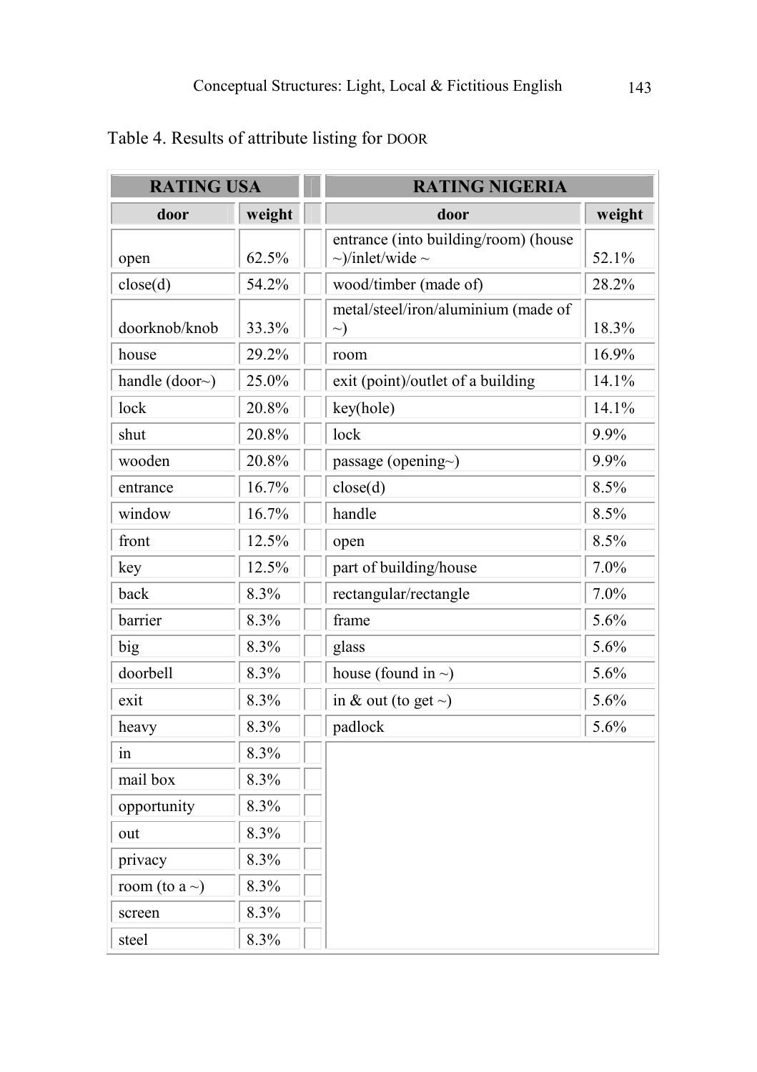Table 4. Results of attribute listing for DOOR

| RATING USA | | | RATING NIGERIA | |
|---|---|---|---|---|
| door | weight | | door | weight |
| open | 62.5% | | entrance (into building/room) (house ~)/inlet/wide ~ | 52.1% |
| close(d) | 54.2% | | wood/timber (made of) | 28.2% |
| doorknob/knob | 33.3% | | metal/steel/iron/aluminium (made of ~) | 18.3% |
| house | 29.2% | | room | 16.9% |
| handle (door~) | 25.0% | | exit (point)/outlet of a building | 14.1% |
| lock | 20.8% | | key(hole) | 14.1% |
| shut | 20.8% | | lock | 9.9% |
| wooden | 20.8% | | passage (opening~) | 9.9% |
| entrance | 16.7% | | close(d) | 8.5% |
| window | 16.7% | | handle | 8.5% |
| front | 12.5% | | open | 8.5% |
| key | 12.5% | | part of building/house | 7.0% |
| back | 8.3% | | rectangular/rectangle | 7.0% |
| barrier | 8.3% | | frame | 5.6% |
| big | 8.3% | | glass | 5.6% |
| doorbell | 8.3% | | house (found in ~) | 5.6% |
| exit | 8.3% | | in & out (to get ~) | 5.6% |
| heavy | 8.3% | | padlock | 5.6% |
| in | 8.3% | | | |
| mail box | 8.3% | | | |
| opportunity | 8.3% | | | |
| out | 8.3% | | | |
| privacy | 8.3% | | | |
| room (to a ~) | 8.3% | | | |
| screen | 8.3% | | | |
| steel | 8.3% | | | |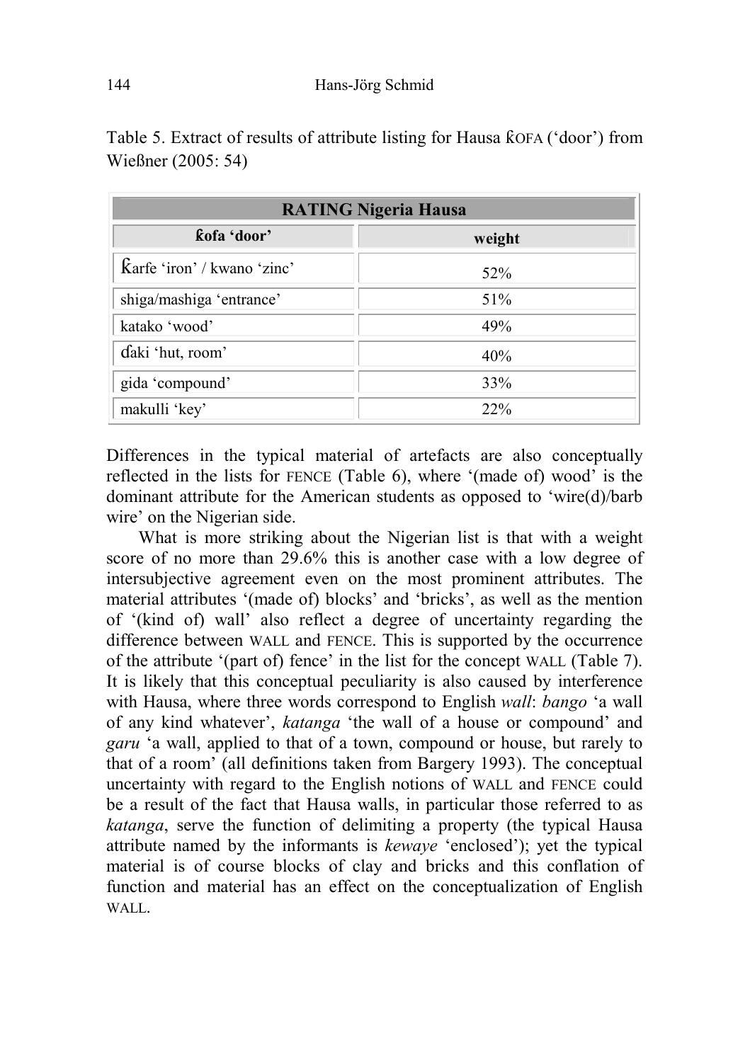Table 5. Extract of results of attribute listing for Hausa ƙOFA ('door') from Wießner (2005: 54)

| RATING Nigeria Hausa | |
|---|---|
| **ƙofa 'door'** | **weight** |
| Ƙarfe 'iron' / kwano 'zinc' | 52% |
| shiga/mashiga 'entrance' | 51% |
| katako 'wood' | 49% |
| ɗaki 'hut, room' | 40% |
| gida 'compound' | 33% |
| makulli 'key' | 22% |

Differences in the typical material of artefacts are also conceptually reflected in the lists for FENCE (Table 6), where '(made of) wood' is the dominant attribute for the American students as opposed to 'wire(d)/barb wire' on the Nigerian side.

What is more striking about the Nigerian list is that with a weight score of no more than 29.6% this is another case with a low degree of intersubjective agreement even on the most prominent attributes. The material attributes '(made of) blocks' and 'bricks', as well as the mention of '(kind of) wall' also reflect a degree of uncertainty regarding the difference between WALL and FENCE. This is supported by the occurrence of the attribute '(part of) fence' in the list for the concept WALL (Table 7). It is likely that this conceptual peculiarity is also caused by interference with Hausa, where three words correspond to English *wall*: *bango* 'a wall of any kind whatever', *katanga* 'the wall of a house or compound' and *garu* 'a wall, applied to that of a town, compound or house, but rarely to that of a room' (all definitions taken from Bargery 1993). The conceptual uncertainty with regard to the English notions of WALL and FENCE could be a result of the fact that Hausa walls, in particular those referred to as *katanga*, serve the function of delimiting a property (the typical Hausa attribute named by the informants is *kewaye* 'enclosed'); yet the typical material is of course blocks of clay and bricks and this conflation of function and material has an effect on the conceptualization of English WALL.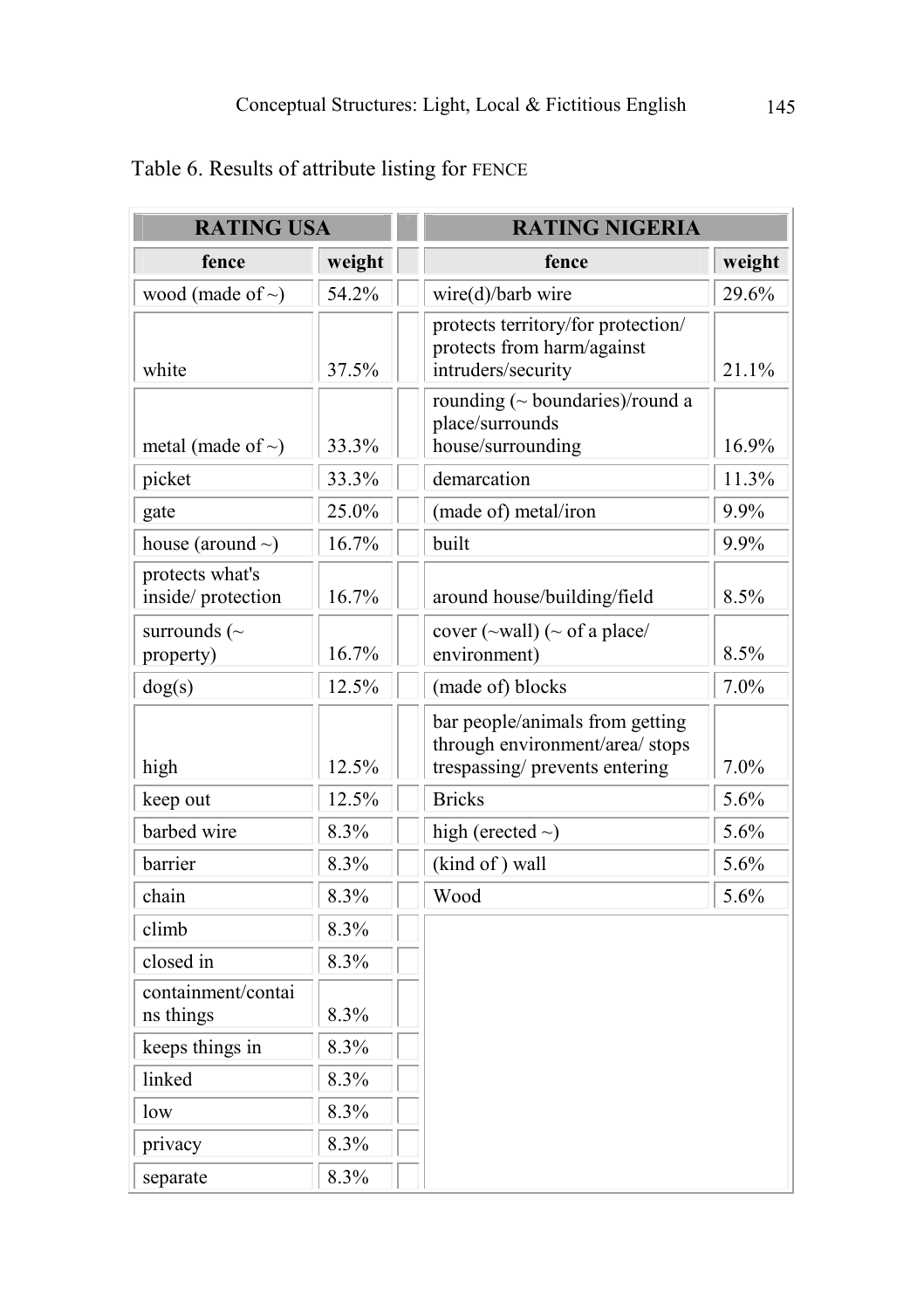Table 6. Results of attribute listing for FENCE

| RATING USA | | RATING NIGERIA | |
|---|---|---|---|
| fence | weight | fence | weight |
| wood (made of ~) | 54.2% | wire(d)/barb wire | 29.6% |
| white | 37.5% | protects territory/for protection/ protects from harm/against intruders/security | 21.1% |
| metal (made of ~) | 33.3% | rounding (~ boundaries)/round a place/surrounds house/surrounding | 16.9% |
| picket | 33.3% | demarcation | 11.3% |
| gate | 25.0% | (made of) metal/iron | 9.9% |
| house (around ~) | 16.7% | built | 9.9% |
| protects what's inside/ protection | 16.7% | around house/building/field | 8.5% |
| surrounds (~ property) | 16.7% | cover (~wall) (~ of a place/ environment) | 8.5% |
| dog(s) | 12.5% | (made of) blocks | 7.0% |
| high | 12.5% | bar people/animals from getting through environment/area/ stops trespassing/ prevents entering | 7.0% |
| keep out | 12.5% | Bricks | 5.6% |
| barbed wire | 8.3% | high (erected ~) | 5.6% |
| barrier | 8.3% | (kind of ) wall | 5.6% |
| chain | 8.3% | Wood | 5.6% |
| climb | 8.3% | | |
| closed in | 8.3% | | |
| containment/contains things | 8.3% | | |
| keeps things in | 8.3% | | |
| linked | 8.3% | | |
| low | 8.3% | | |
| privacy | 8.3% | | |
| separate | 8.3% | | |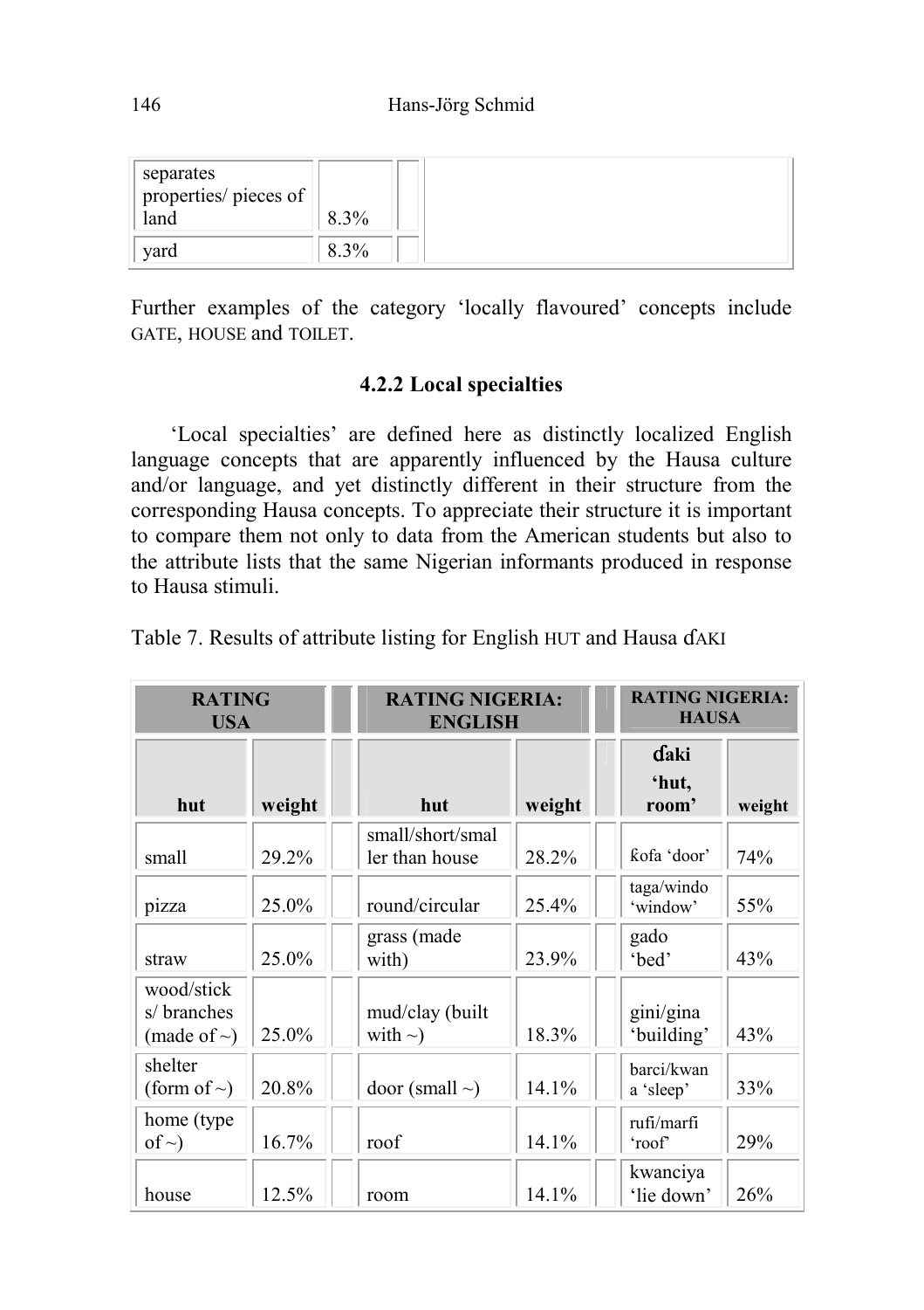| separates properties/ pieces of land | 8.3% | | |
|---|---|---|---|
| yard | 8.3% | | |

Further examples of the category 'locally flavoured' concepts include GATE, HOUSE and TOILET.

### 4.2.2 Local specialties

'Local specialties' are defined here as distinctly localized English language concepts that are apparently influenced by the Hausa culture and/or language, and yet distinctly different in their structure from the corresponding Hausa concepts. To appreciate their structure it is important to compare them not only to data from the American students but also to the attribute lists that the same Nigerian informants produced in response to Hausa stimuli.

Table 7. Results of attribute listing for English HUT and Hausa ƊAKI

| RATING USA | | | RATING NIGERIA: ENGLISH | | | RATING NIGERIA: HAUSA | |
|---|---|---|---|---|---|---|---|
| hut | weight | | hut | weight | | ɗaki 'hut, room' | weight |
| small | 29.2% | | small/short/smaller than house | 28.2% | | ƙofa 'door' | 74% |
| pizza | 25.0% | | round/circular | 25.4% | | taga/windo 'window' | 55% |
| straw | 25.0% | | grass (made with) | 23.9% | | gado 'bed' | 43% |
| wood/sticks/ branches (made of ~) | 25.0% | | mud/clay (built with ~) | 18.3% | | gini/gina 'building' | 43% |
| shelter (form of ~) | 20.8% | | door (small ~) | 14.1% | | barci/kwana 'sleep' | 33% |
| home (type of ~) | 16.7% | | roof | 14.1% | | rufi/marfi 'roof' | 29% |
| house | 12.5% | | room | 14.1% | | kwanciya 'lie down' | 26% |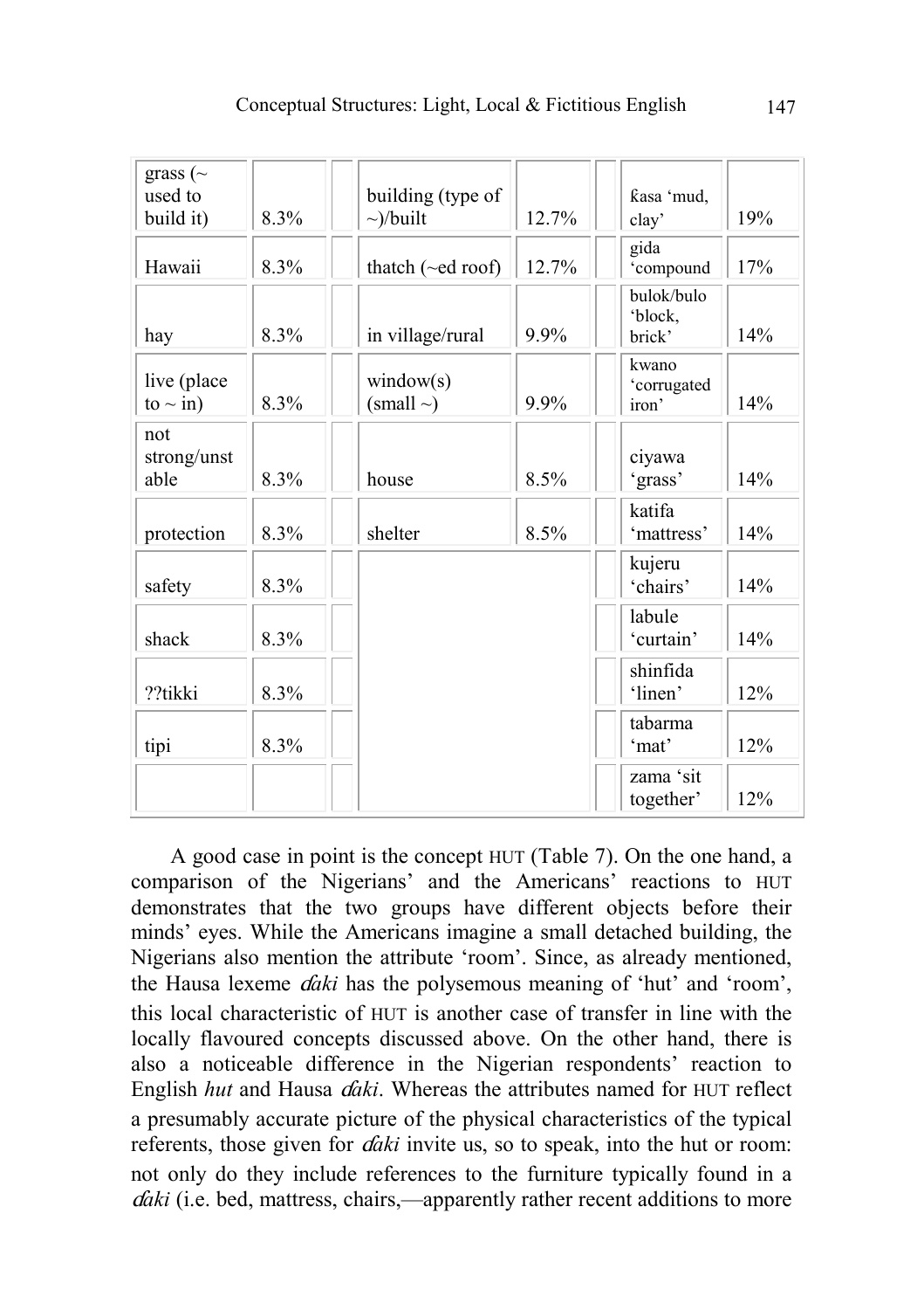| | | | | | | | |
|---|---|---|---|---|---|---|---|
| grass (~ used to build it) | 8.3% | | building (type of ~)/built | 12.7% | | ƙasa 'mud, clay' | 19% |
| Hawaii | 8.3% | | thatch (~ed roof) | 12.7% | | gida 'compound | 17% |
| hay | 8.3% | | in village/rural | 9.9% | | bulok/bulo 'block, brick' | 14% |
| live (place to ~ in) | 8.3% | | window(s) (small ~) | 9.9% | | kwano 'corrugated iron' | 14% |
| not strong/unstable | 8.3% | | house | 8.5% | | ciyawa 'grass' | 14% |
| protection | 8.3% | | shelter | 8.5% | | katifa 'mattress' | 14% |
| safety | 8.3% | | | | | kujeru 'chairs' | 14% |
| shack | 8.3% | | | | | labule 'curtain' | 14% |
| ??tikki | 8.3% | | | | | shinfida 'linen' | 12% |
| tipi | 8.3% | | | | | tabarma 'mat' | 12% |
| | | | | | | zama 'sit together' | 12% |

A good case in point is the concept HUT (Table 7). On the one hand, a comparison of the Nigerians' and the Americans' reactions to HUT demonstrates that the two groups have different objects before their minds' eyes. While the Americans imagine a small detached building, the Nigerians also mention the attribute 'room'. Since, as already mentioned, the Hausa lexeme *ɗaki* has the polysemous meaning of 'hut' and 'room', this local characteristic of HUT is another case of transfer in line with the locally flavoured concepts discussed above. On the other hand, there is also a noticeable difference in the Nigerian respondents' reaction to English *hut* and Hausa *ɗaki*. Whereas the attributes named for HUT reflect a presumably accurate picture of the physical characteristics of the typical referents, those given for *ɗaki* invite us, so to speak, into the hut or room: not only do they include references to the furniture typically found in a *ɗaki* (i.e. bed, mattress, chairs,—apparently rather recent additions to more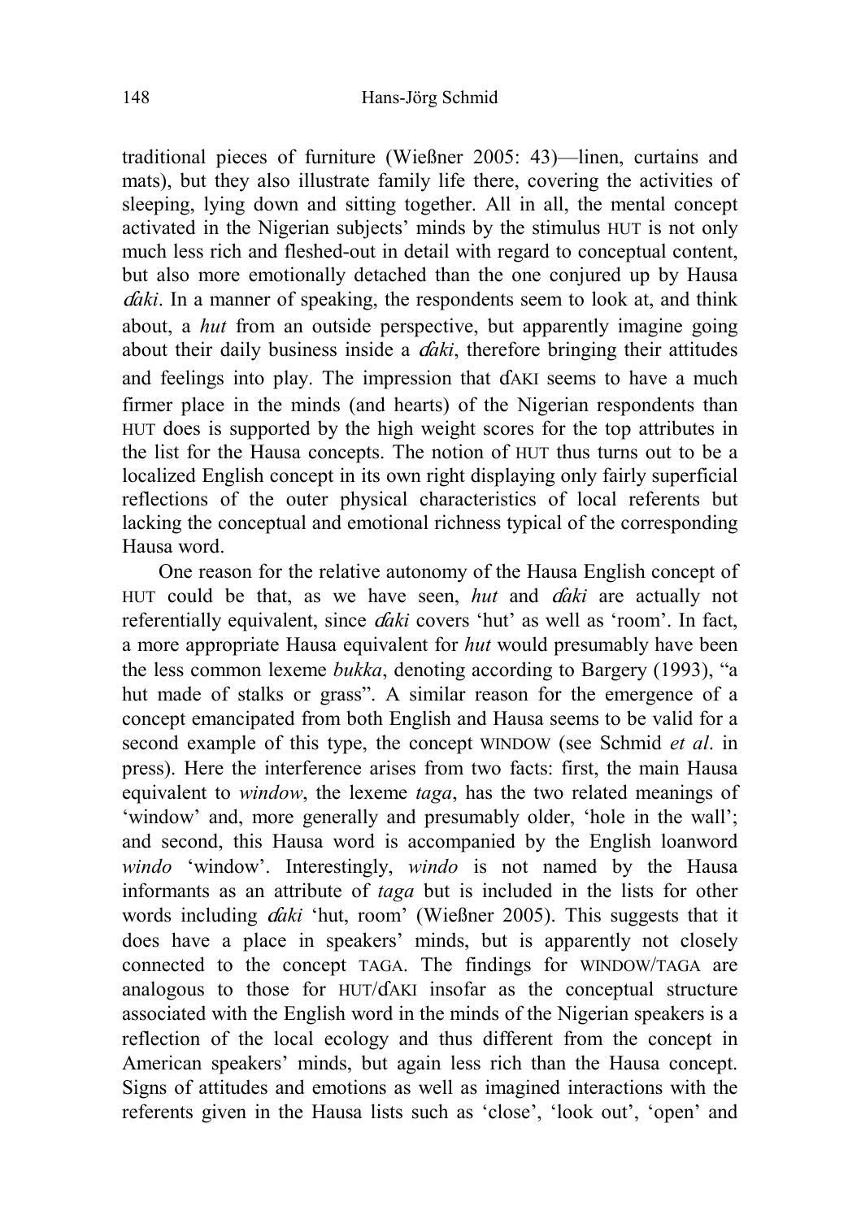traditional pieces of furniture (Wießner 2005: 43)—linen, curtains and mats), but they also illustrate family life there, covering the activities of sleeping, lying down and sitting together. All in all, the mental concept activated in the Nigerian subjects' minds by the stimulus HUT is not only much less rich and fleshed-out in detail with regard to conceptual content, but also more emotionally detached than the one conjured up by Hausa *ɗaki*. In a manner of speaking, the respondents seem to look at, and think about, a *hut* from an outside perspective, but apparently imagine going about their daily business inside a *ɗaki*, therefore bringing their attitudes and feelings into play. The impression that ƊAKI seems to have a much firmer place in the minds (and hearts) of the Nigerian respondents than HUT does is supported by the high weight scores for the top attributes in the list for the Hausa concepts. The notion of HUT thus turns out to be a localized English concept in its own right displaying only fairly superficial reflections of the outer physical characteristics of local referents but lacking the conceptual and emotional richness typical of the corresponding Hausa word.

One reason for the relative autonomy of the Hausa English concept of HUT could be that, as we have seen, *hut* and *ɗaki* are actually not referentially equivalent, since *ɗaki* covers 'hut' as well as 'room'. In fact, a more appropriate Hausa equivalent for *hut* would presumably have been the less common lexeme *bukka*, denoting according to Bargery (1993), "a hut made of stalks or grass". A similar reason for the emergence of a concept emancipated from both English and Hausa seems to be valid for a second example of this type, the concept WINDOW (see Schmid *et al*. in press). Here the interference arises from two facts: first, the main Hausa equivalent to *window*, the lexeme *taga*, has the two related meanings of 'window' and, more generally and presumably older, 'hole in the wall'; and second, this Hausa word is accompanied by the English loanword *windo* 'window'. Interestingly, *windo* is not named by the Hausa informants as an attribute of *taga* but is included in the lists for other words including *ɗaki* 'hut, room' (Wießner 2005). This suggests that it does have a place in speakers' minds, but is apparently not closely connected to the concept TAGA. The findings for WINDOW/TAGA are analogous to those for HUT/ƊAKI insofar as the conceptual structure associated with the English word in the minds of the Nigerian speakers is a reflection of the local ecology and thus different from the concept in American speakers' minds, but again less rich than the Hausa concept. Signs of attitudes and emotions as well as imagined interactions with the referents given in the Hausa lists such as 'close', 'look out', 'open' and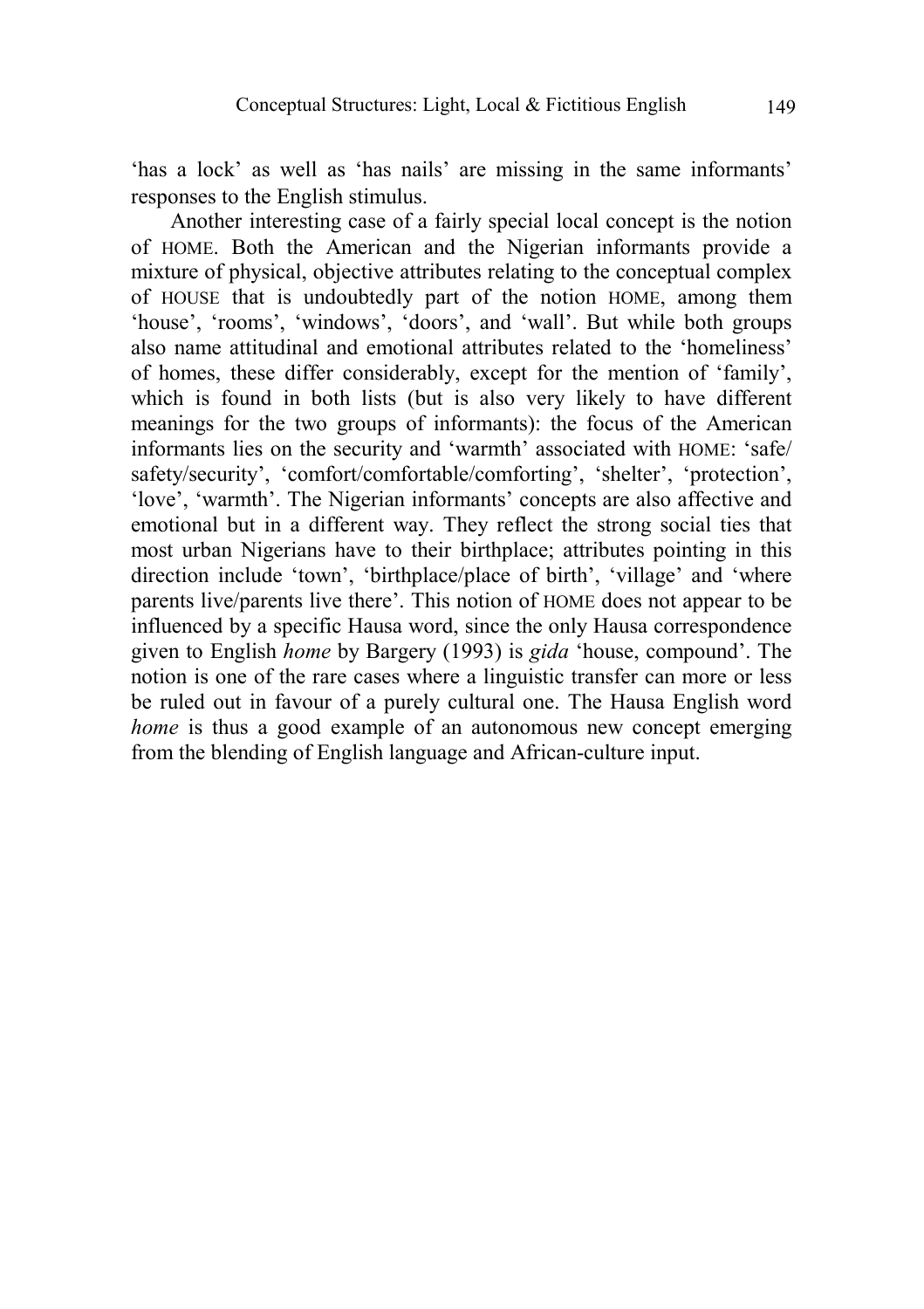'has a lock' as well as 'has nails' are missing in the same informants' responses to the English stimulus.

Another interesting case of a fairly special local concept is the notion of HOME. Both the American and the Nigerian informants provide a mixture of physical, objective attributes relating to the conceptual complex of HOUSE that is undoubtedly part of the notion HOME, among them 'house', 'rooms', 'windows', 'doors', and 'wall'. But while both groups also name attitudinal and emotional attributes related to the 'homeliness' of homes, these differ considerably, except for the mention of 'family', which is found in both lists (but is also very likely to have different meanings for the two groups of informants): the focus of the American informants lies on the security and 'warmth' associated with HOME: 'safe/ safety/security', 'comfort/comfortable/comforting', 'shelter', 'protection', 'love', 'warmth'. The Nigerian informants' concepts are also affective and emotional but in a different way. They reflect the strong social ties that most urban Nigerians have to their birthplace; attributes pointing in this direction include 'town', 'birthplace/place of birth', 'village' and 'where parents live/parents live there'. This notion of HOME does not appear to be influenced by a specific Hausa word, since the only Hausa correspondence given to English *home* by Bargery (1993) is *gida* 'house, compound'. The notion is one of the rare cases where a linguistic transfer can more or less be ruled out in favour of a purely cultural one. The Hausa English word *home* is thus a good example of an autonomous new concept emerging from the blending of English language and African-culture input.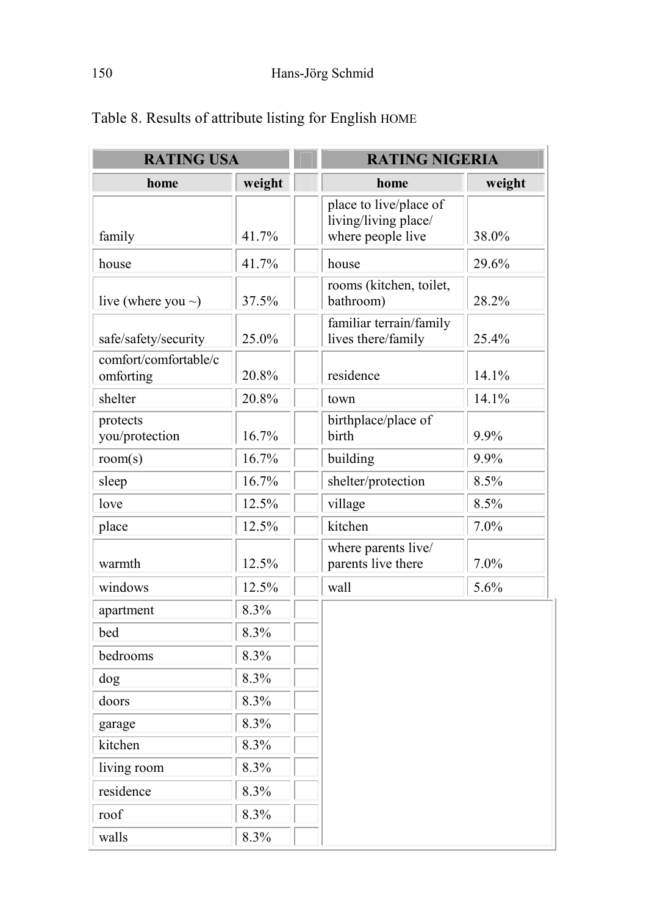Table 8. Results of attribute listing for English HOME

| RATING USA | | | RATING NIGERIA | |
|---|---|---|---|---|
| home | weight | | home | weight |
| family | 41.7% | | place to live/place of living/living place/ where people live | 38.0% |
| house | 41.7% | | house | 29.6% |
| live (where you ~) | 37.5% | | rooms (kitchen, toilet, bathroom) | 28.2% |
| safe/safety/security | 25.0% | | familiar terrain/family lives there/family | 25.4% |
| comfort/comfortable/comforting | 20.8% | | residence | 14.1% |
| shelter | 20.8% | | town | 14.1% |
| protects you/protection | 16.7% | | birthplace/place of birth | 9.9% |
| room(s) | 16.7% | | building | 9.9% |
| sleep | 16.7% | | shelter/protection | 8.5% |
| love | 12.5% | | village | 8.5% |
| place | 12.5% | | kitchen | 7.0% |
| warmth | 12.5% | | where parents live/ parents live there | 7.0% |
| windows | 12.5% | | wall | 5.6% |
| apartment | 8.3% | | | |
| bed | 8.3% | | | |
| bedrooms | 8.3% | | | |
| dog | 8.3% | | | |
| doors | 8.3% | | | |
| garage | 8.3% | | | |
| kitchen | 8.3% | | | |
| living room | 8.3% | | | |
| residence | 8.3% | | | |
| roof | 8.3% | | | |
| walls | 8.3% | | | |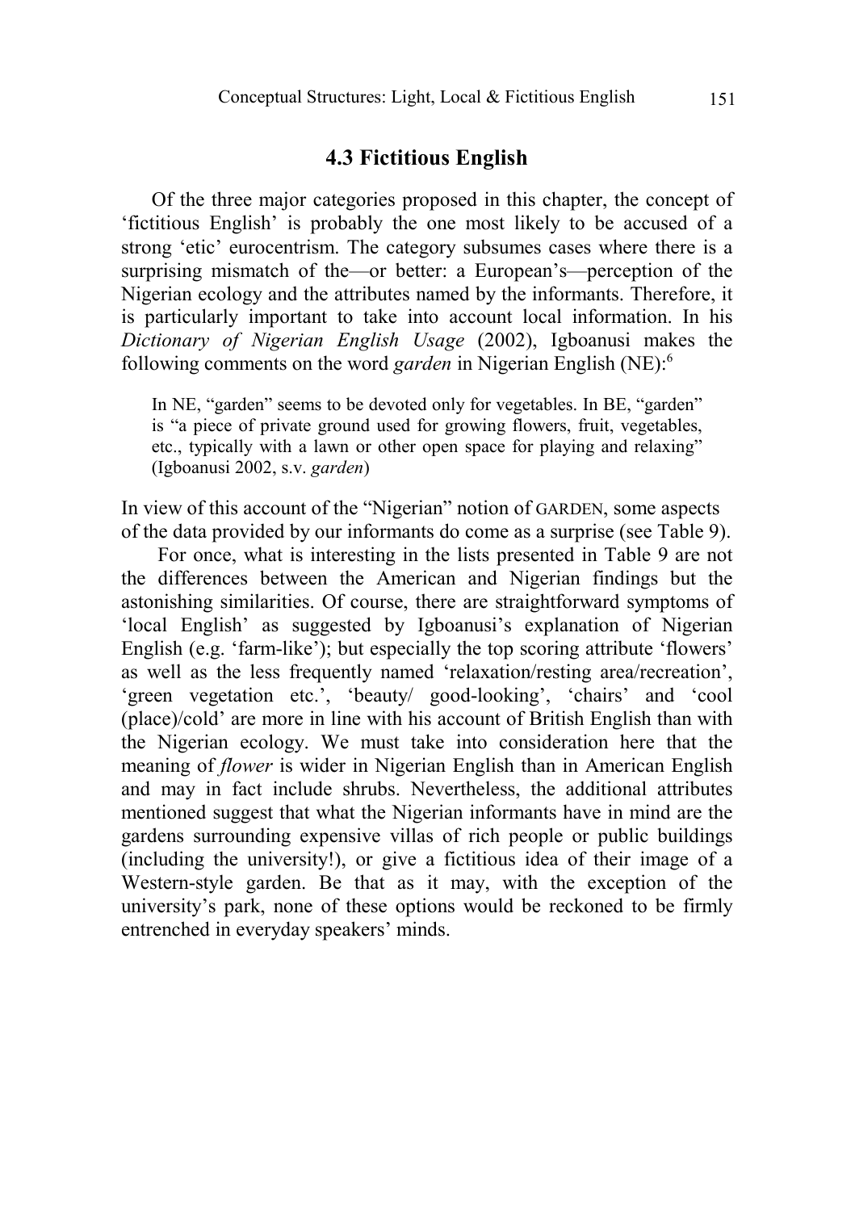### 4.3 Fictitious English

Of the three major categories proposed in this chapter, the concept of 'fictitious English' is probably the one most likely to be accused of a strong 'etic' eurocentrism. The category subsumes cases where there is a surprising mismatch of the—or better: a European's—perception of the Nigerian ecology and the attributes named by the informants. Therefore, it is particularly important to take into account local information. In his *Dictionary of Nigerian English Usage* (2002), Igboanusi makes the following comments on the word *garden* in Nigerian English (NE):[6]

> In NE, "garden" seems to be devoted only for vegetables. In BE, "garden" is "a piece of private ground used for growing flowers, fruit, vegetables, etc., typically with a lawn or other open space for playing and relaxing" (Igboanusi 2002, s.v. *garden*)

In view of this account of the "Nigerian" notion of GARDEN, some aspects of the data provided by our informants do come as a surprise (see Table 9).

For once, what is interesting in the lists presented in Table 9 are not the differences between the American and Nigerian findings but the astonishing similarities. Of course, there are straightforward symptoms of 'local English' as suggested by Igboanusi's explanation of Nigerian English (e.g. 'farm-like'); but especially the top scoring attribute 'flowers' as well as the less frequently named 'relaxation/resting area/recreation', 'green vegetation etc.', 'beauty/ good-looking', 'chairs' and 'cool (place)/cold' are more in line with his account of British English than with the Nigerian ecology. We must take into consideration here that the meaning of *flower* is wider in Nigerian English than in American English and may in fact include shrubs. Nevertheless, the additional attributes mentioned suggest that what the Nigerian informants have in mind are the gardens surrounding expensive villas of rich people or public buildings (including the university!), or give a fictitious idea of their image of a Western-style garden. Be that as it may, with the exception of the university's park, none of these options would be reckoned to be firmly entrenched in everyday speakers' minds.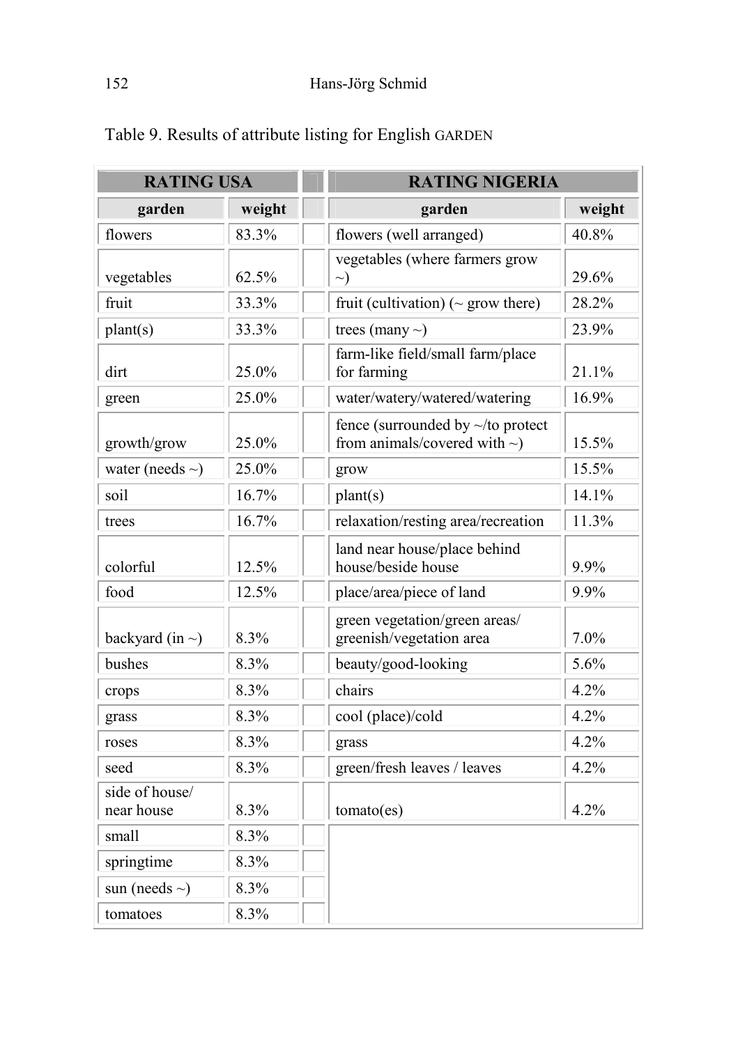Table 9. Results of attribute listing for English GARDEN

| RATING USA | | | RATING NIGERIA | |
|---|---|---|---|---|
| **garden** | **weight** | | **garden** | **weight** |
| flowers | 83.3% | | flowers (well arranged) | 40.8% |
| vegetables | 62.5% | | vegetables (where farmers grow ~) | 29.6% |
| fruit | 33.3% | | fruit (cultivation) (~ grow there) | 28.2% |
| plant(s) | 33.3% | | trees (many ~) | 23.9% |
| dirt | 25.0% | | farm-like field/small farm/place for farming | 21.1% |
| green | 25.0% | | water/watery/watered/watering | 16.9% |
| growth/grow | 25.0% | | fence (surrounded by ~/to protect from animals/covered with ~) | 15.5% |
| water (needs ~) | 25.0% | | grow | 15.5% |
| soil | 16.7% | | plant(s) | 14.1% |
| trees | 16.7% | | relaxation/resting area/recreation | 11.3% |
| colorful | 12.5% | | land near house/place behind house/beside house | 9.9% |
| food | 12.5% | | place/area/piece of land | 9.9% |
| backyard (in ~) | 8.3% | | green vegetation/green areas/ greenish/vegetation area | 7.0% |
| bushes | 8.3% | | beauty/good-looking | 5.6% |
| crops | 8.3% | | chairs | 4.2% |
| grass | 8.3% | | cool (place)/cold | 4.2% |
| roses | 8.3% | | grass | 4.2% |
| seed | 8.3% | | green/fresh leaves / leaves | 4.2% |
| side of house/ near house | 8.3% | | tomato(es) | 4.2% |
| small | 8.3% | | | |
| springtime | 8.3% | | | |
| sun (needs ~) | 8.3% | | | |
| tomatoes | 8.3% | | | |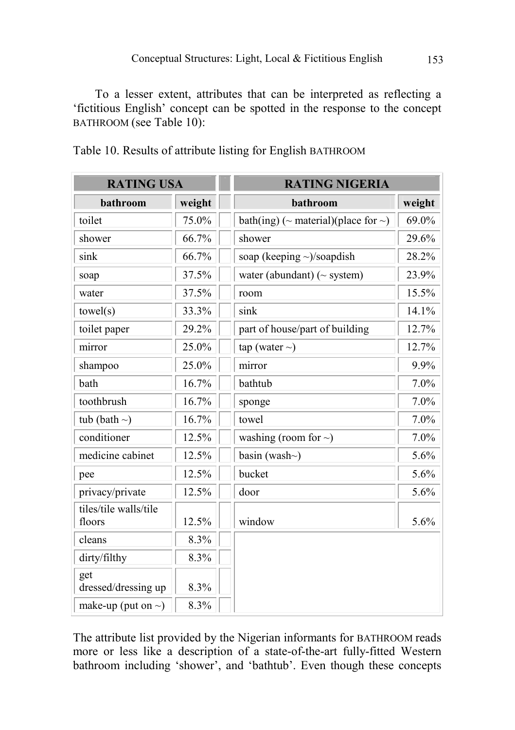To a lesser extent, attributes that can be interpreted as reflecting a 'fictitious English' concept can be spotted in the response to the concept BATHROOM (see Table 10):

Table 10. Results of attribute listing for English BATHROOM

| RATING USA | | | RATING NIGERIA | |
|---|---|---|---|---|
| **bathroom** | **weight** | | **bathroom** | **weight** |
| toilet | 75.0% | | bath(ing) (~ material)(place for ~) | 69.0% |
| shower | 66.7% | | shower | 29.6% |
| sink | 66.7% | | soap (keeping ~)/soapdish | 28.2% |
| soap | 37.5% | | water (abundant) (~ system) | 23.9% |
| water | 37.5% | | room | 15.5% |
| towel(s) | 33.3% | | sink | 14.1% |
| toilet paper | 29.2% | | part of house/part of building | 12.7% |
| mirror | 25.0% | | tap (water ~) | 12.7% |
| shampoo | 25.0% | | mirror | 9.9% |
| bath | 16.7% | | bathtub | 7.0% |
| toothbrush | 16.7% | | sponge | 7.0% |
| tub (bath ~) | 16.7% | | towel | 7.0% |
| conditioner | 12.5% | | washing (room for ~) | 7.0% |
| medicine cabinet | 12.5% | | basin (wash~) | 5.6% |
| pee | 12.5% | | bucket | 5.6% |
| privacy/private | 12.5% | | door | 5.6% |
| tiles/tile walls/tile floors | 12.5% | | window | 5.6% |
| cleans | 8.3% | | | |
| dirty/filthy | 8.3% | | | |
| get dressed/dressing up | 8.3% | | | |
| make-up (put on ~) | 8.3% | | | |

The attribute list provided by the Nigerian informants for BATHROOM reads more or less like a description of a state-of-the-art fully-fitted Western bathroom including 'shower', and 'bathtub'. Even though these concepts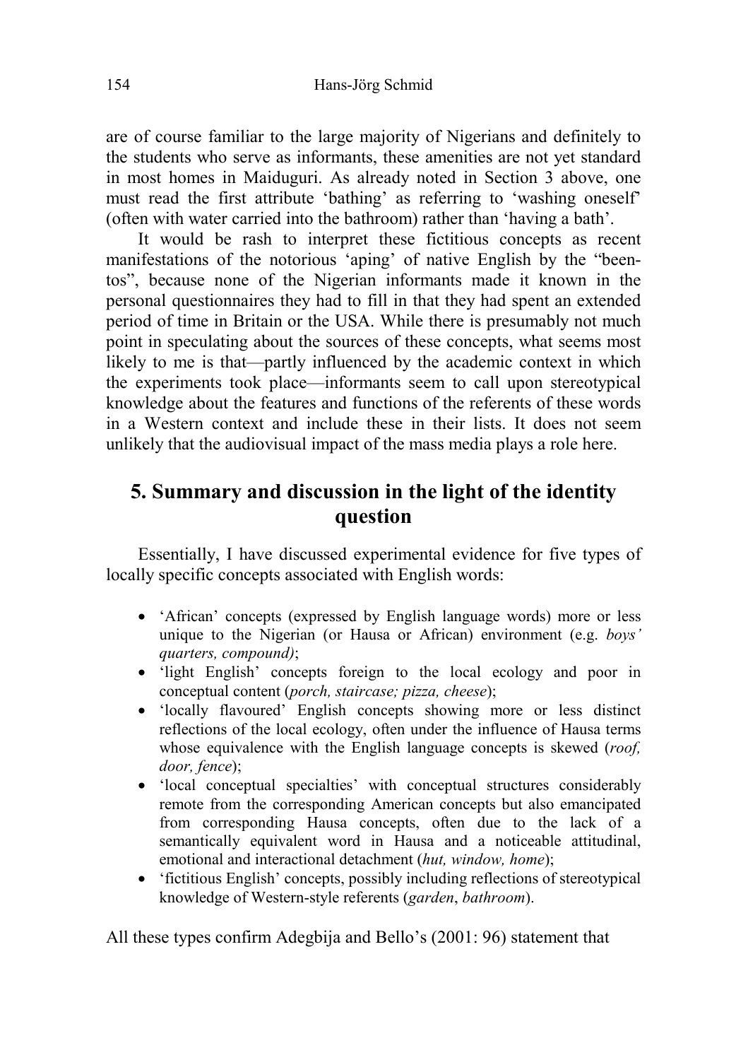are of course familiar to the large majority of Nigerians and definitely to the students who serve as informants, these amenities are not yet standard in most homes in Maiduguri. As already noted in Section 3 above, one must read the first attribute 'bathing' as referring to 'washing oneself' (often with water carried into the bathroom) rather than 'having a bath'.

It would be rash to interpret these fictitious concepts as recent manifestations of the notorious 'aping' of native English by the "been-tos", because none of the Nigerian informants made it known in the personal questionnaires they had to fill in that they had spent an extended period of time in Britain or the USA. While there is presumably not much point in speculating about the sources of these concepts, what seems most likely to me is that—partly influenced by the academic context in which the experiments took place—informants seem to call upon stereotypical knowledge about the features and functions of the referents of these words in a Western context and include these in their lists. It does not seem unlikely that the audiovisual impact of the mass media plays a role here.

## 5. Summary and discussion in the light of the identity question

Essentially, I have discussed experimental evidence for five types of locally specific concepts associated with English words:

- 'African' concepts (expressed by English language words) more or less unique to the Nigerian (or Hausa or African) environment (e.g. *boys' quarters, compound)*;
- 'light English' concepts foreign to the local ecology and poor in conceptual content (*porch, staircase; pizza, cheese*);
- 'locally flavoured' English concepts showing more or less distinct reflections of the local ecology, often under the influence of Hausa terms whose equivalence with the English language concepts is skewed (*roof, door, fence*);
- 'local conceptual specialties' with conceptual structures considerably remote from the corresponding American concepts but also emancipated from corresponding Hausa concepts, often due to the lack of a semantically equivalent word in Hausa and a noticeable attitudinal, emotional and interactional detachment (*hut, window, home*);
- 'fictitious English' concepts, possibly including reflections of stereotypical knowledge of Western-style referents (*garden*, *bathroom*).

All these types confirm Adegbija and Bello's (2001: 96) statement that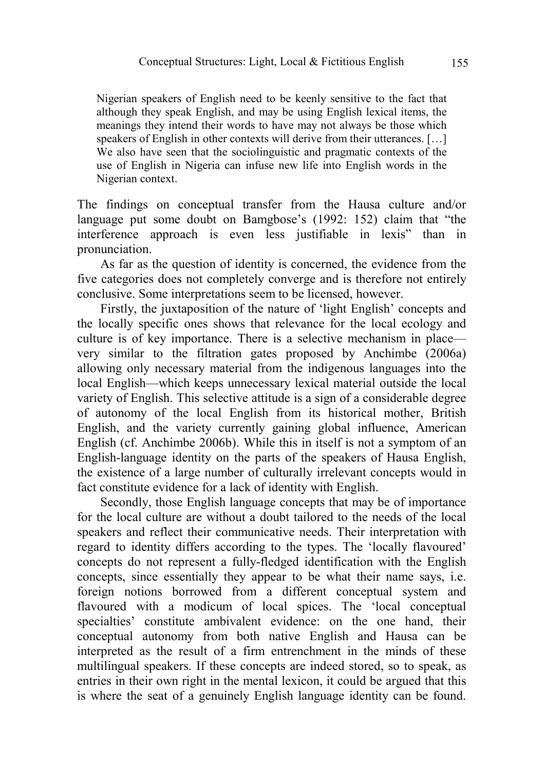> Nigerian speakers of English need to be keenly sensitive to the fact that although they speak English, and may be using English lexical items, the meanings they intend their words to have may not always be those which speakers of English in other contexts will derive from their utterances. […] We also have seen that the sociolinguistic and pragmatic contexts of the use of English in Nigeria can infuse new life into English words in the Nigerian context.

The findings on conceptual transfer from the Hausa culture and/or language put some doubt on Bamgbose's (1992: 152) claim that "the interference approach is even less justifiable in lexis" than in pronunciation.

As far as the question of identity is concerned, the evidence from the five categories does not completely converge and is therefore not entirely conclusive. Some interpretations seem to be licensed, however.

Firstly, the juxtaposition of the nature of 'light English' concepts and the locally specific ones shows that relevance for the local ecology and culture is of key importance. There is a selective mechanism in place—very similar to the filtration gates proposed by Anchimbe (2006a) allowing only necessary material from the indigenous languages into the local English—which keeps unnecessary lexical material outside the local variety of English. This selective attitude is a sign of a considerable degree of autonomy of the local English from its historical mother, British English, and the variety currently gaining global influence, American English (cf. Anchimbe 2006b). While this in itself is not a symptom of an English-language identity on the parts of the speakers of Hausa English, the existence of a large number of culturally irrelevant concepts would in fact constitute evidence for a lack of identity with English.

Secondly, those English language concepts that may be of importance for the local culture are without a doubt tailored to the needs of the local speakers and reflect their communicative needs. Their interpretation with regard to identity differs according to the types. The 'locally flavoured' concepts do not represent a fully-fledged identification with the English concepts, since essentially they appear to be what their name says, i.e. foreign notions borrowed from a different conceptual system and flavoured with a modicum of local spices. The 'local conceptual specialties' constitute ambivalent evidence: on the one hand, their conceptual autonomy from both native English and Hausa can be interpreted as the result of a firm entrenchment in the minds of these multilingual speakers. If these concepts are indeed stored, so to speak, as entries in their own right in the mental lexicon, it could be argued that this is where the seat of a genuinely English language identity can be found.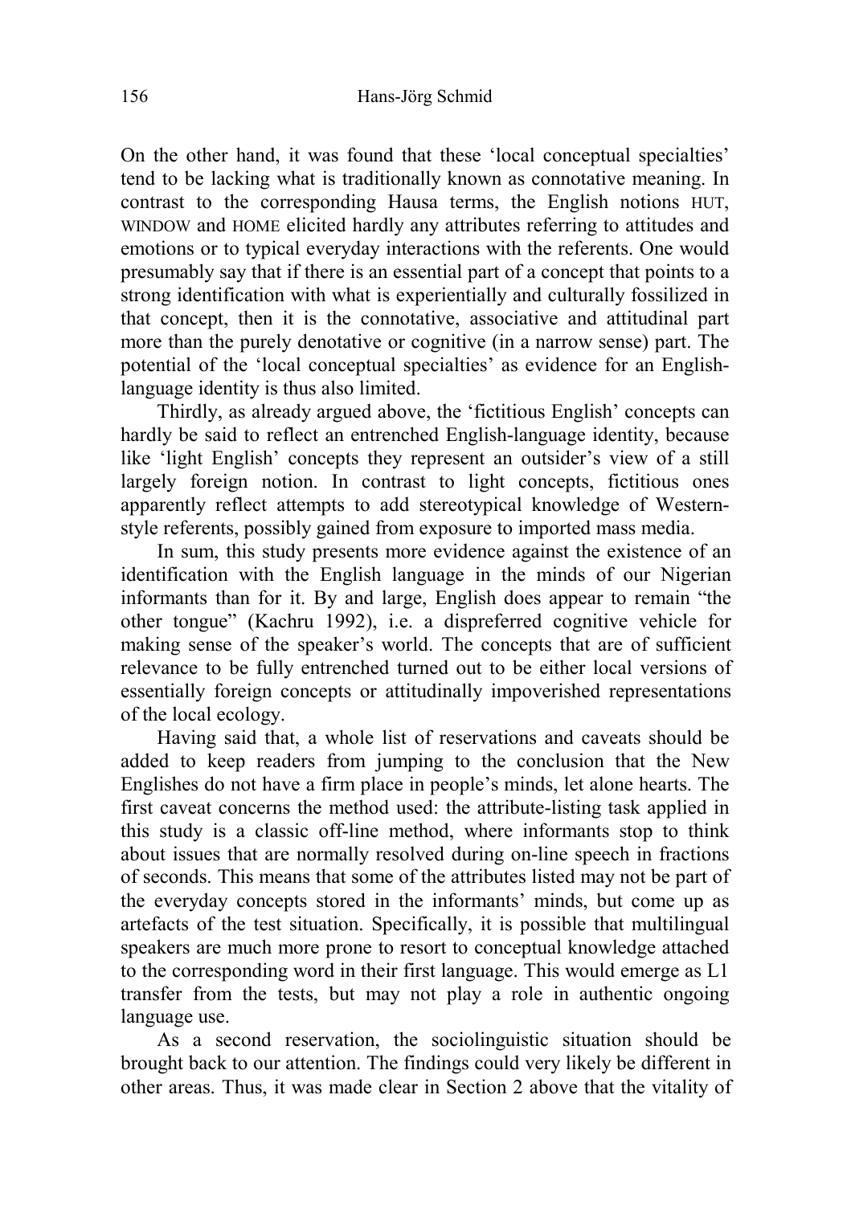On the other hand, it was found that these 'local conceptual specialties' tend to be lacking what is traditionally known as connotative meaning. In contrast to the corresponding Hausa terms, the English notions HUT, WINDOW and HOME elicited hardly any attributes referring to attitudes and emotions or to typical everyday interactions with the referents. One would presumably say that if there is an essential part of a concept that points to a strong identification with what is experientially and culturally fossilized in that concept, then it is the connotative, associative and attitudinal part more than the purely denotative or cognitive (in a narrow sense) part. The potential of the 'local conceptual specialties' as evidence for an English-language identity is thus also limited.

Thirdly, as already argued above, the 'fictitious English' concepts can hardly be said to reflect an entrenched English-language identity, because like 'light English' concepts they represent an outsider's view of a still largely foreign notion. In contrast to light concepts, fictitious ones apparently reflect attempts to add stereotypical knowledge of Western-style referents, possibly gained from exposure to imported mass media.

In sum, this study presents more evidence against the existence of an identification with the English language in the minds of our Nigerian informants than for it. By and large, English does appear to remain "the other tongue" (Kachru 1992), i.e. a dispreferred cognitive vehicle for making sense of the speaker's world. The concepts that are of sufficient relevance to be fully entrenched turned out to be either local versions of essentially foreign concepts or attitudinally impoverished representations of the local ecology.

Having said that, a whole list of reservations and caveats should be added to keep readers from jumping to the conclusion that the New Englishes do not have a firm place in people's minds, let alone hearts. The first caveat concerns the method used: the attribute-listing task applied in this study is a classic off-line method, where informants stop to think about issues that are normally resolved during on-line speech in fractions of seconds. This means that some of the attributes listed may not be part of the everyday concepts stored in the informants' minds, but come up as artefacts of the test situation. Specifically, it is possible that multilingual speakers are much more prone to resort to conceptual knowledge attached to the corresponding word in their first language. This would emerge as L1 transfer from the tests, but may not play a role in authentic ongoing language use.

As a second reservation, the sociolinguistic situation should be brought back to our attention. The findings could very likely be different in other areas. Thus, it was made clear in Section 2 above that the vitality of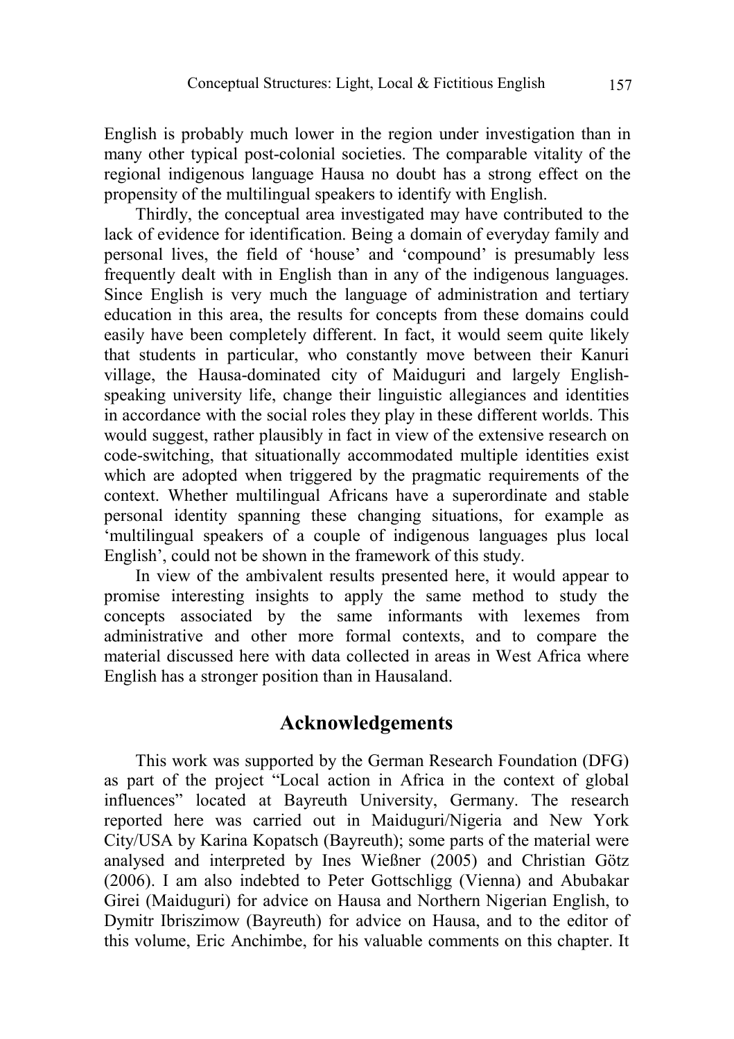English is probably much lower in the region under investigation than in many other typical post-colonial societies. The comparable vitality of the regional indigenous language Hausa no doubt has a strong effect on the propensity of the multilingual speakers to identify with English.

Thirdly, the conceptual area investigated may have contributed to the lack of evidence for identification. Being a domain of everyday family and personal lives, the field of 'house' and 'compound' is presumably less frequently dealt with in English than in any of the indigenous languages. Since English is very much the language of administration and tertiary education in this area, the results for concepts from these domains could easily have been completely different. In fact, it would seem quite likely that students in particular, who constantly move between their Kanuri village, the Hausa-dominated city of Maiduguri and largely English-speaking university life, change their linguistic allegiances and identities in accordance with the social roles they play in these different worlds. This would suggest, rather plausibly in fact in view of the extensive research on code-switching, that situationally accommodated multiple identities exist which are adopted when triggered by the pragmatic requirements of the context. Whether multilingual Africans have a superordinate and stable personal identity spanning these changing situations, for example as 'multilingual speakers of a couple of indigenous languages plus local English', could not be shown in the framework of this study.

In view of the ambivalent results presented here, it would appear to promise interesting insights to apply the same method to study the concepts associated by the same informants with lexemes from administrative and other more formal contexts, and to compare the material discussed here with data collected in areas in West Africa where English has a stronger position than in Hausaland.

## Acknowledgements

This work was supported by the German Research Foundation (DFG) as part of the project "Local action in Africa in the context of global influences" located at Bayreuth University, Germany. The research reported here was carried out in Maiduguri/Nigeria and New York City/USA by Karina Kopatsch (Bayreuth); some parts of the material were analysed and interpreted by Ines Wießner (2005) and Christian Götz (2006). I am also indebted to Peter Gottschligg (Vienna) and Abubakar Girei (Maiduguri) for advice on Hausa and Northern Nigerian English, to Dymitr Ibriszimow (Bayreuth) for advice on Hausa, and to the editor of this volume, Eric Anchimbe, for his valuable comments on this chapter. It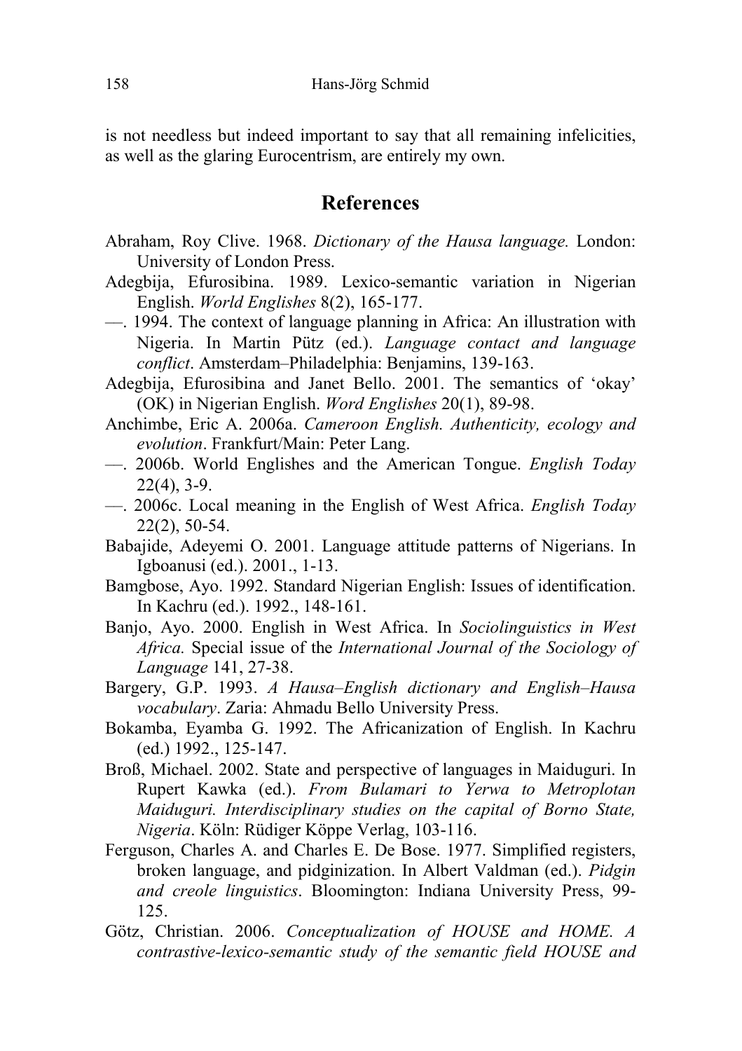is not needless but indeed important to say that all remaining infelicities, as well as the glaring Eurocentrism, are entirely my own.

## References

Abraham, Roy Clive. 1968. *Dictionary of the Hausa language.* London: University of London Press.

Adegbija, Efurosibina. 1989. Lexico-semantic variation in Nigerian English. *World Englishes* 8(2), 165-177.

—. 1994. The context of language planning in Africa: An illustration with Nigeria. In Martin Pütz (ed.). *Language contact and language conflict*. Amsterdam–Philadelphia: Benjamins, 139-163.

Adegbija, Efurosibina and Janet Bello. 2001. The semantics of 'okay' (OK) in Nigerian English. *Word Englishes* 20(1), 89-98.

Anchimbe, Eric A. 2006a. *Cameroon English. Authenticity, ecology and evolution*. Frankfurt/Main: Peter Lang.

—. 2006b. World Englishes and the American Tongue. *English Today* 22(4), 3-9.

—. 2006c. Local meaning in the English of West Africa. *English Today* 22(2), 50-54.

Babajide, Adeyemi O. 2001. Language attitude patterns of Nigerians. In Igboanusi (ed.). 2001., 1-13.

Bamgbose, Ayo. 1992. Standard Nigerian English: Issues of identification. In Kachru (ed.). 1992., 148-161.

Banjo, Ayo. 2000. English in West Africa. In *Sociolinguistics in West Africa.* Special issue of the *International Journal of the Sociology of Language* 141, 27-38.

Bargery, G.P. 1993. *A Hausa–English dictionary and English–Hausa vocabulary*. Zaria: Ahmadu Bello University Press.

Bokamba, Eyamba G. 1992. The Africanization of English. In Kachru (ed.) 1992., 125-147.

Broß, Michael. 2002. State and perspective of languages in Maiduguri. In Rupert Kawka (ed.). *From Bulamari to Yerwa to Metroplotan Maiduguri. Interdisciplinary studies on the capital of Borno State, Nigeria*. Köln: Rüdiger Köppe Verlag, 103-116.

Ferguson, Charles A. and Charles E. De Bose. 1977. Simplified registers, broken language, and pidginization. In Albert Valdman (ed.). *Pidgin and creole linguistics*. Bloomington: Indiana University Press, 99-125.

Götz, Christian. 2006. *Conceptualization of HOUSE and HOME. A contrastive-lexico-semantic study of the semantic field HOUSE and*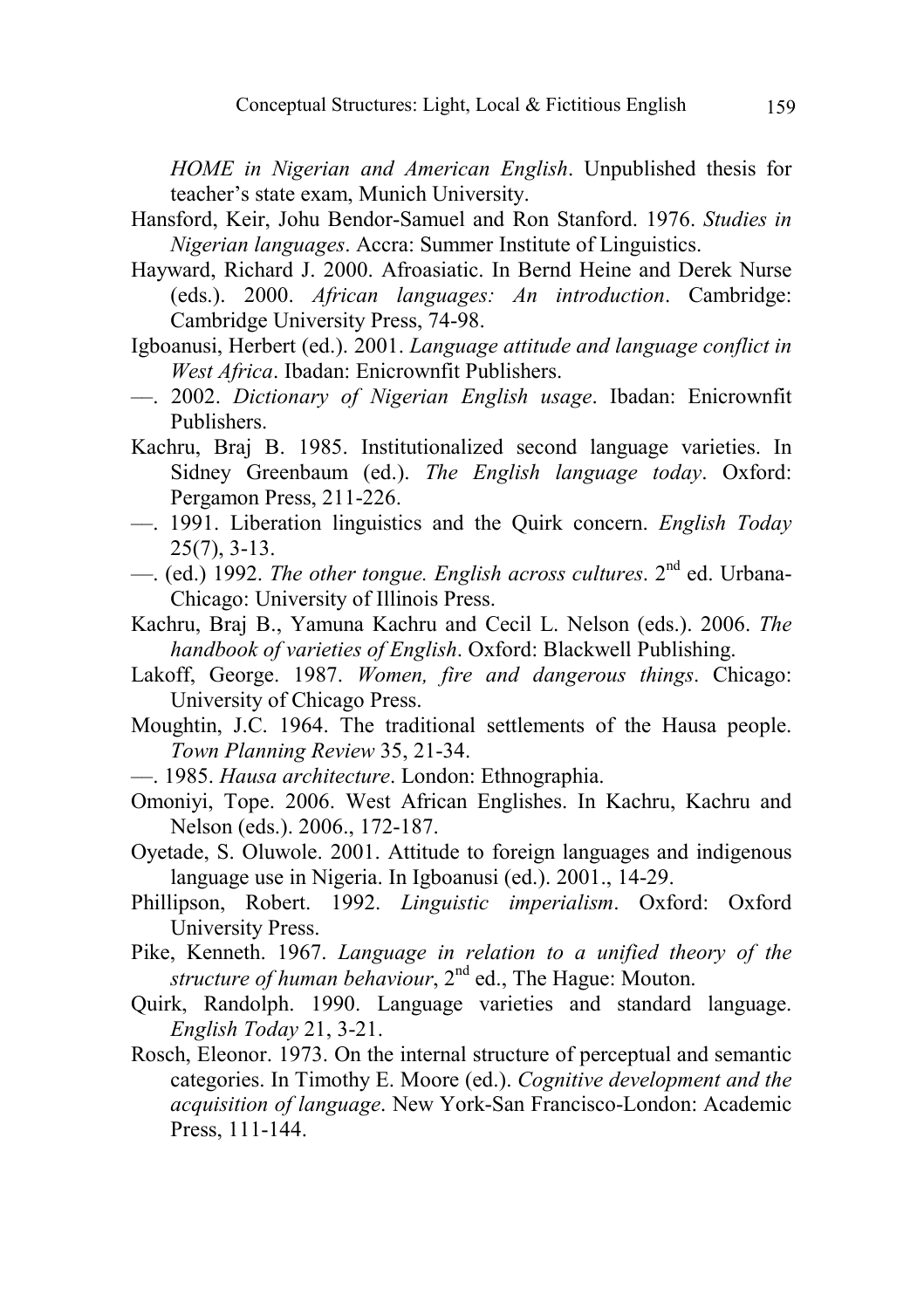*HOME in Nigerian and American English*. Unpublished thesis for teacher's state exam, Munich University.

Hansford, Keir, Johu Bendor-Samuel and Ron Stanford. 1976. *Studies in Nigerian languages*. Accra: Summer Institute of Linguistics.

Hayward, Richard J. 2000. Afroasiatic. In Bernd Heine and Derek Nurse (eds.). 2000. *African languages: An introduction*. Cambridge: Cambridge University Press, 74-98.

Igboanusi, Herbert (ed.). 2001. *Language attitude and language conflict in West Africa*. Ibadan: Enicrownfit Publishers.

—. 2002. *Dictionary of Nigerian English usage*. Ibadan: Enicrownfit Publishers.

Kachru, Braj B. 1985. Institutionalized second language varieties. In Sidney Greenbaum (ed.). *The English language today*. Oxford: Pergamon Press, 211-226.

—. 1991. Liberation linguistics and the Quirk concern. *English Today* 25(7), 3-13.

—. (ed.) 1992. *The other tongue. English across cultures*. 2nd ed. Urbana-Chicago: University of Illinois Press.

Kachru, Braj B., Yamuna Kachru and Cecil L. Nelson (eds.). 2006. *The handbook of varieties of English*. Oxford: Blackwell Publishing.

Lakoff, George. 1987. *Women, fire and dangerous things*. Chicago: University of Chicago Press.

Moughtin, J.C. 1964. The traditional settlements of the Hausa people. *Town Planning Review* 35, 21-34.

—. 1985. *Hausa architecture*. London: Ethnographia.

Omoniyi, Tope. 2006. West African Englishes. In Kachru, Kachru and Nelson (eds.). 2006., 172-187.

Oyetade, S. Oluwole. 2001. Attitude to foreign languages and indigenous language use in Nigeria. In Igboanusi (ed.). 2001., 14-29.

Phillipson, Robert. 1992. *Linguistic imperialism*. Oxford: Oxford University Press.

Pike, Kenneth. 1967. *Language in relation to a unified theory of the structure of human behaviour*, 2nd ed., The Hague: Mouton.

Quirk, Randolph. 1990. Language varieties and standard language. *English Today* 21, 3-21.

Rosch, Eleonor. 1973. On the internal structure of perceptual and semantic categories. In Timothy E. Moore (ed.). *Cognitive development and the acquisition of language*. New York-San Francisco-London: Academic Press, 111-144.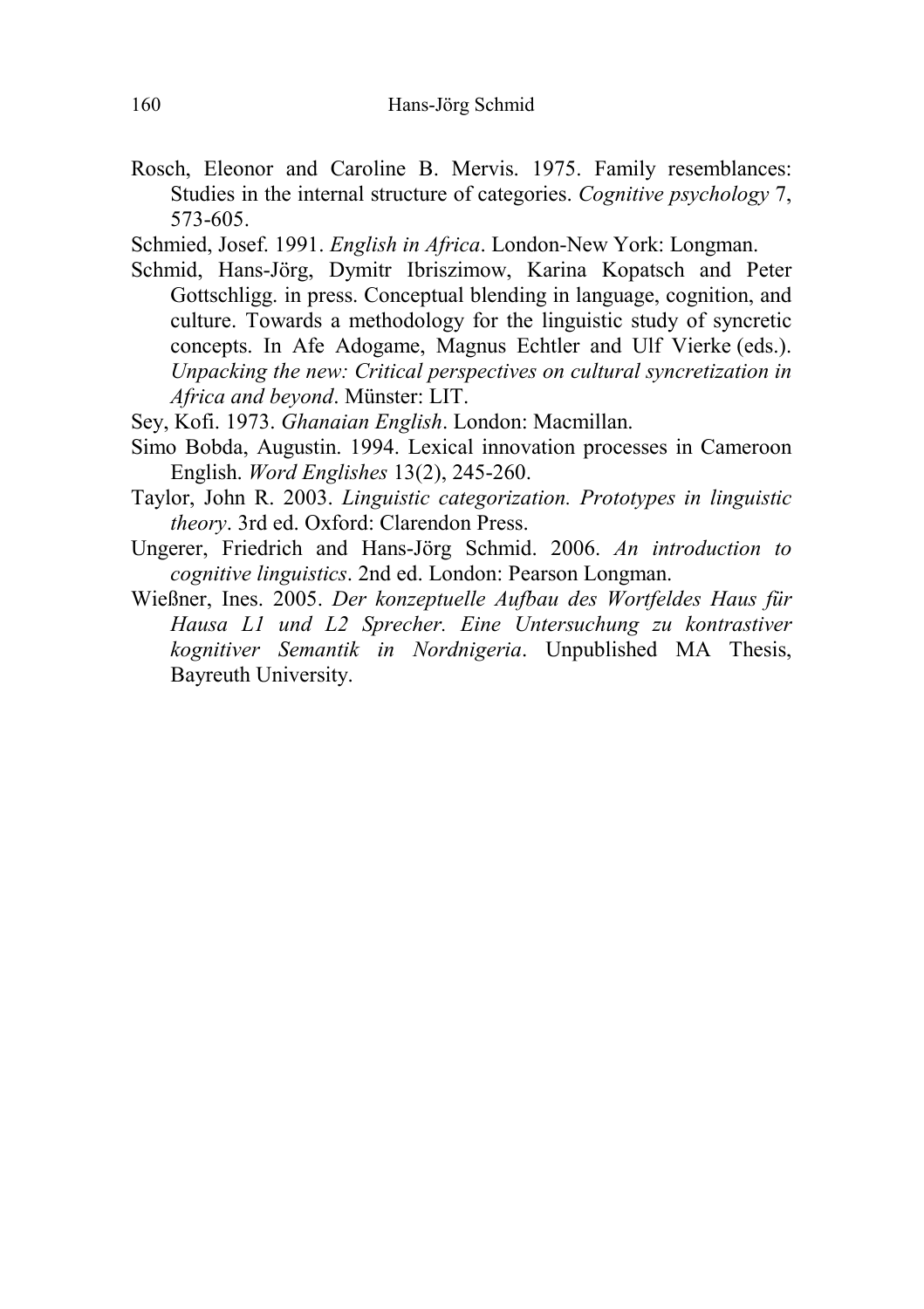Rosch, Eleonor and Caroline B. Mervis. 1975. Family resemblances: Studies in the internal structure of categories. *Cognitive psychology* 7, 573-605.

Schmied, Josef. 1991. *English in Africa*. London-New York: Longman.

Schmid, Hans-Jörg, Dymitr Ibriszimow, Karina Kopatsch and Peter Gottschligg. in press. Conceptual blending in language, cognition, and culture. Towards a methodology for the linguistic study of syncretic concepts. In Afe Adogame, Magnus Echtler and Ulf Vierke (eds.). *Unpacking the new: Critical perspectives on cultural syncretization in Africa and beyond*. Münster: LIT.

Sey, Kofi. 1973. *Ghanaian English*. London: Macmillan.

Simo Bobda, Augustin. 1994. Lexical innovation processes in Cameroon English. *Word Englishes* 13(2), 245-260.

Taylor, John R. 2003. *Linguistic categorization. Prototypes in linguistic theory*. 3rd ed. Oxford: Clarendon Press.

Ungerer, Friedrich and Hans-Jörg Schmid. 2006. *An introduction to cognitive linguistics*. 2nd ed. London: Pearson Longman.

Wießner, Ines. 2005. *Der konzeptuelle Aufbau des Wortfeldes Haus für Hausa L1 und L2 Sprecher. Eine Untersuchung zu kontrastiver kognitiver Semantik in Nordnigeria*. Unpublished MA Thesis, Bayreuth University.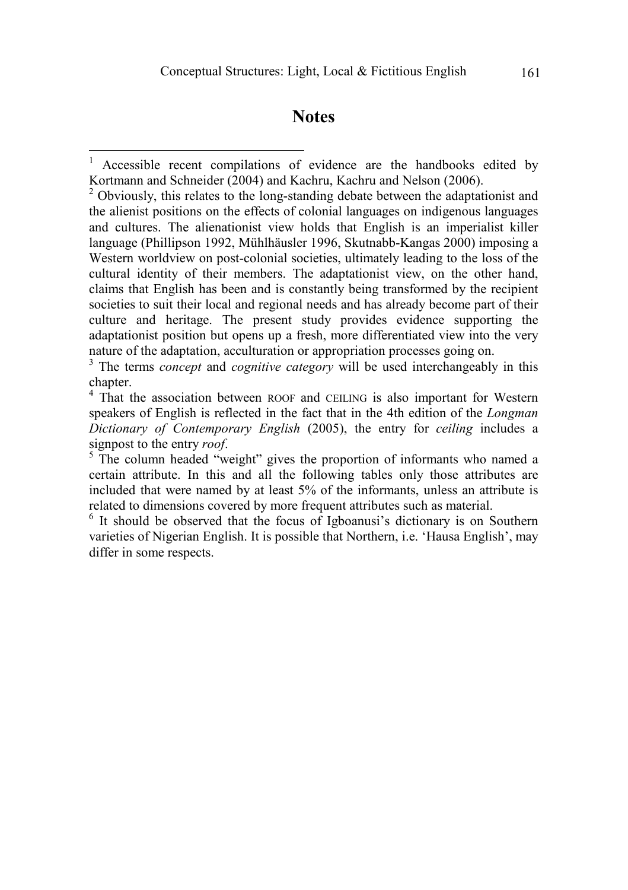## Notes

[1] Accessible recent compilations of evidence are the handbooks edited by Kortmann and Schneider (2004) and Kachru, Kachru and Nelson (2006).

[2] Obviously, this relates to the long-standing debate between the adaptationist and the alienist positions on the effects of colonial languages on indigenous languages and cultures. The alienationist view holds that English is an imperialist killer language (Phillipson 1992, Mühlhäusler 1996, Skutnabb-Kangas 2000) imposing a Western worldview on post-colonial societies, ultimately leading to the loss of the cultural identity of their members. The adaptationist view, on the other hand, claims that English has been and is constantly being transformed by the recipient societies to suit their local and regional needs and has already become part of their culture and heritage. The present study provides evidence supporting the adaptationist position but opens up a fresh, more differentiated view into the very nature of the adaptation, acculturation or appropriation processes going on.

[3] The terms *concept* and *cognitive category* will be used interchangeably in this chapter.

[4] That the association between ROOF and CEILING is also important for Western speakers of English is reflected in the fact that in the 4th edition of the *Longman Dictionary of Contemporary English* (2005), the entry for *ceiling* includes a signpost to the entry *roof*.

[5] The column headed "weight" gives the proportion of informants who named a certain attribute. In this and all the following tables only those attributes are included that were named by at least 5% of the informants, unless an attribute is related to dimensions covered by more frequent attributes such as material.

[6] It should be observed that the focus of Igboanusi's dictionary is on Southern varieties of Nigerian English. It is possible that Northern, i.e. 'Hausa English', may differ in some respects.